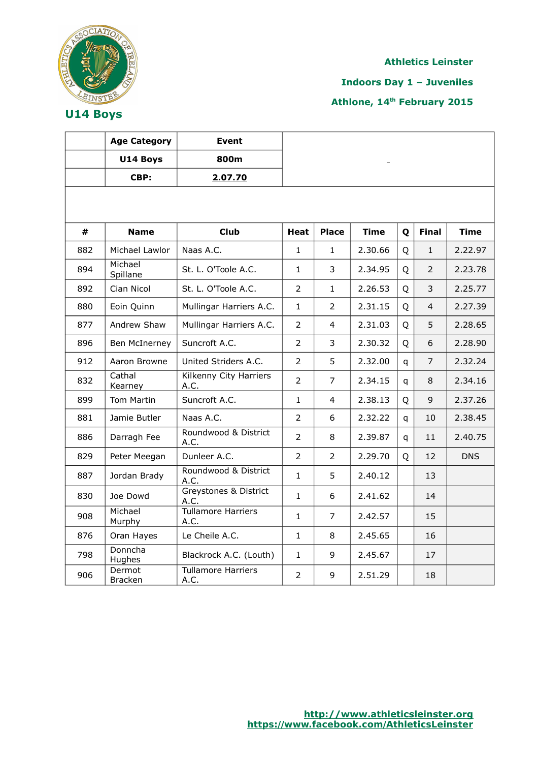Athletics Leinster

Indoors Day 1 – Juveniles

Athlone, 14th February 2015

## U14 Boys

| | Age Category | Event |
|---|---|---|
| | U14 Boys | 800m |
| | CBP: | 2.07.70 |

| # | Name | Club | Heat | Place | Time | Q | Final | Time |
|---|---|---|---|---|---|---|---|---|
| 882 | Michael Lawlor | Naas A.C. | 1 | 1 | 2.30.66 | Q | 1 | 2.22.97 |
| 894 | Michael Spillane | St. L. O'Toole A.C. | 1 | 3 | 2.34.95 | Q | 2 | 2.23.78 |
| 892 | Cian Nicol | St. L. O'Toole A.C. | 2 | 1 | 2.26.53 | Q | 3 | 2.25.77 |
| 880 | Eoin Quinn | Mullingar Harriers A.C. | 1 | 2 | 2.31.15 | Q | 4 | 2.27.39 |
| 877 | Andrew Shaw | Mullingar Harriers A.C. | 2 | 4 | 2.31.03 | Q | 5 | 2.28.65 |
| 896 | Ben McInerney | Suncroft A.C. | 2 | 3 | 2.30.32 | Q | 6 | 2.28.90 |
| 912 | Aaron Browne | United Striders A.C. | 2 | 5 | 2.32.00 | q | 7 | 2.32.24 |
| 832 | Cathal Kearney | Kilkenny City Harriers A.C. | 2 | 7 | 2.34.15 | q | 8 | 2.34.16 |
| 899 | Tom Martin | Suncroft A.C. | 1 | 4 | 2.38.13 | Q | 9 | 2.37.26 |
| 881 | Jamie Butler | Naas A.C. | 2 | 6 | 2.32.22 | q | 10 | 2.38.45 |
| 886 | Darragh Fee | Roundwood & District A.C. | 2 | 8 | 2.39.87 | q | 11 | 2.40.75 |
| 829 | Peter Meegan | Dunleer A.C. | 2 | 2 | 2.29.70 | Q | 12 | DNS |
| 887 | Jordan Brady | Roundwood & District A.C. | 1 | 5 | 2.40.12 | | 13 | |
| 830 | Joe Dowd | Greystones & District A.C. | 1 | 6 | 2.41.62 | | 14 | |
| 908 | Michael Murphy | Tullamore Harriers A.C. | 1 | 7 | 2.42.57 | | 15 | |
| 876 | Oran Hayes | Le Cheile A.C. | 1 | 8 | 2.45.65 | | 16 | |
| 798 | Donncha Hughes | Blackrock A.C. (Louth) | 1 | 9 | 2.45.67 | | 17 | |
| 906 | Dermot Bracken | Tullamore Harriers A.C. | 2 | 9 | 2.51.29 | | 18 | |

http://www.athleticsleinster.org
https://www.facebook.com/AthleticsLeinster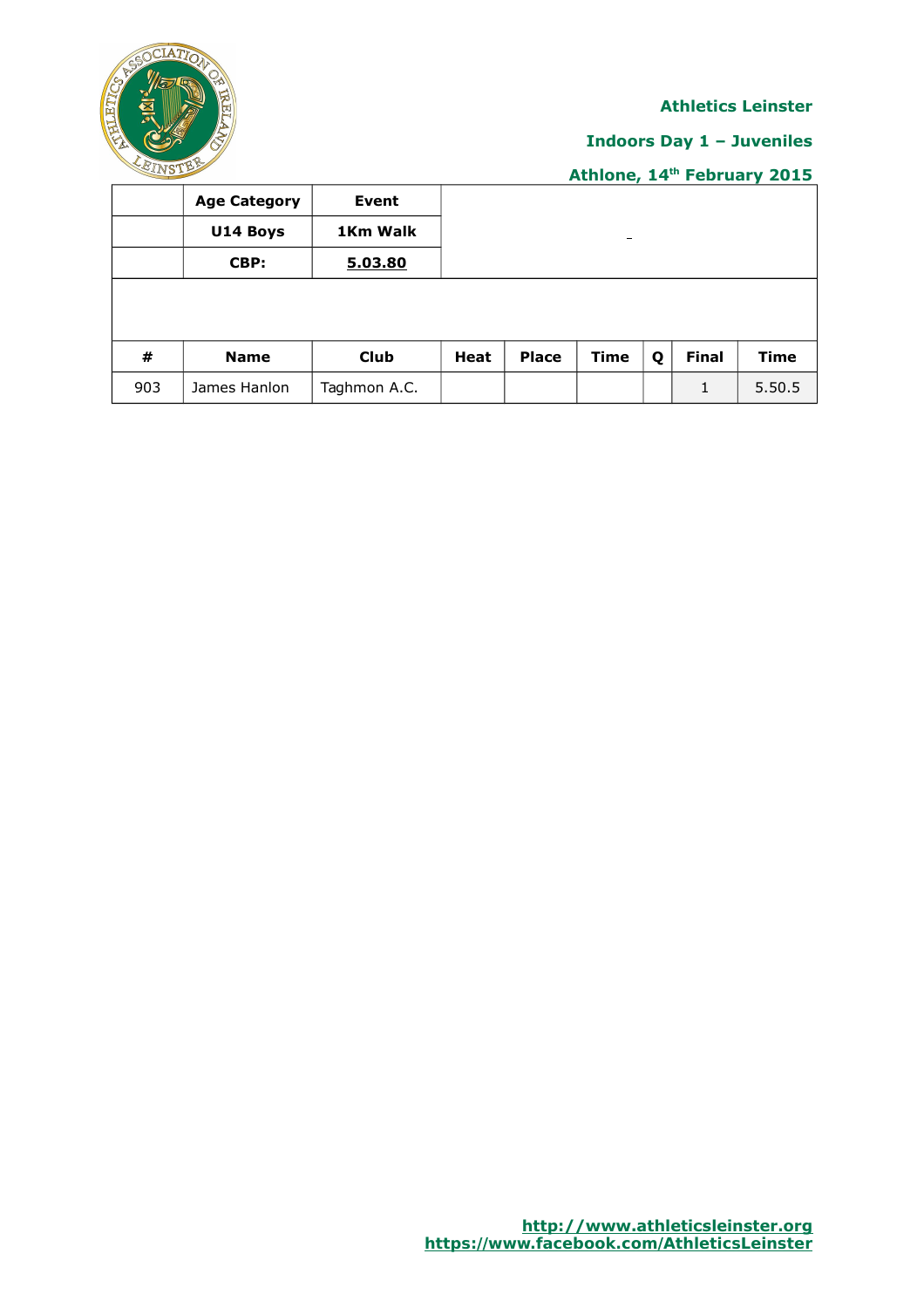**Athletics Leinster**

**Indoors Day 1 – Juveniles**

**Athlone, 14th February 2015**

| | Age Category | Event | |
|---|---|---|---|
| | U14 Boys | 1Km Walk | _ |
| | CBP: | 5.03.80 | |

| # | Name | Club | Heat | Place | Time | Q | Final | Time |
|---|---|---|---|---|---|---|---|---|
| 903 | James Hanlon | Taghmon A.C. | | | | | 1 | 5.50.5 |

http://www.athleticsleinster.org
https://www.facebook.com/AthleticsLeinster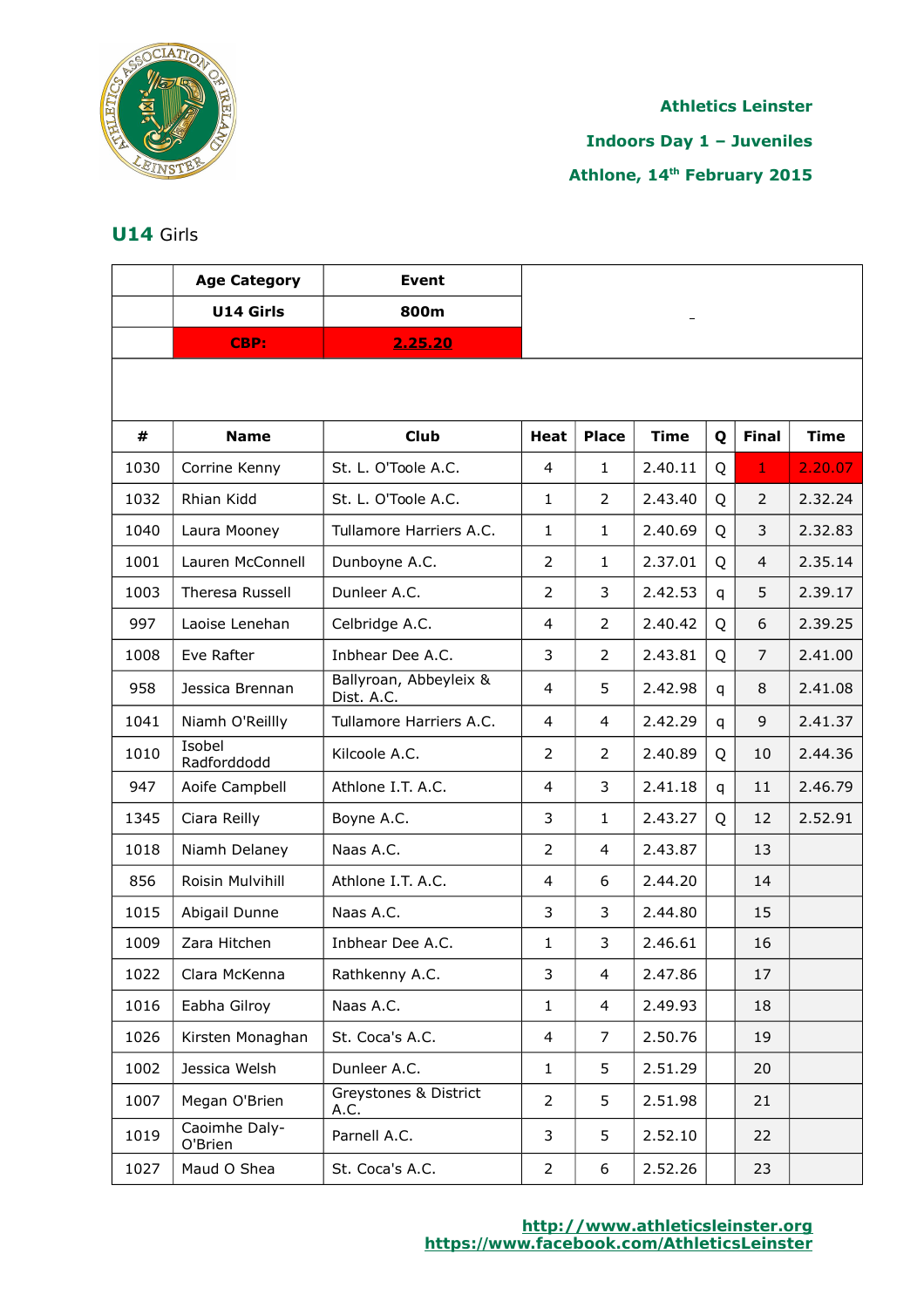**Athletics Leinster**

**Indoors Day 1 – Juveniles**

**Athlone, 14th February 2015**

## U14 Girls

| | Age Category | Event |
|---|---|---|
| | **U14 Girls** | **800m** |
| | **CBP:** | **2.25.20** |

| # | Name | Club | Heat | Place | Time | Q | Final | Time |
|---|---|---|---|---|---|---|---|---|
| 1030 | Corrine Kenny | St. L. O'Toole A.C. | 4 | 1 | 2.40.11 | Q | 1 | 2.20.07 |
| 1032 | Rhian Kidd | St. L. O'Toole A.C. | 1 | 2 | 2.43.40 | Q | 2 | 2.32.24 |
| 1040 | Laura Mooney | Tullamore Harriers A.C. | 1 | 1 | 2.40.69 | Q | 3 | 2.32.83 |
| 1001 | Lauren McConnell | Dunboyne A.C. | 2 | 1 | 2.37.01 | Q | 4 | 2.35.14 |
| 1003 | Theresa Russell | Dunleer A.C. | 2 | 3 | 2.42.53 | q | 5 | 2.39.17 |
| 997 | Laoise Lenehan | Celbridge A.C. | 4 | 2 | 2.40.42 | Q | 6 | 2.39.25 |
| 1008 | Eve Rafter | Inbhear Dee A.C. | 3 | 2 | 2.43.81 | Q | 7 | 2.41.00 |
| 958 | Jessica Brennan | Ballyroan, Abbeyleix & Dist. A.C. | 4 | 5 | 2.42.98 | q | 8 | 2.41.08 |
| 1041 | Niamh O'Reillly | Tullamore Harriers A.C. | 4 | 4 | 2.42.29 | q | 9 | 2.41.37 |
| 1010 | Isobel Radforddodd | Kilcoole A.C. | 2 | 2 | 2.40.89 | Q | 10 | 2.44.36 |
| 947 | Aoife Campbell | Athlone I.T. A.C. | 4 | 3 | 2.41.18 | q | 11 | 2.46.79 |
| 1345 | Ciara Reilly | Boyne A.C. | 3 | 1 | 2.43.27 | Q | 12 | 2.52.91 |
| 1018 | Niamh Delaney | Naas A.C. | 2 | 4 | 2.43.87 | | 13 | |
| 856 | Roisin Mulvihill | Athlone I.T. A.C. | 4 | 6 | 2.44.20 | | 14 | |
| 1015 | Abigail Dunne | Naas A.C. | 3 | 3 | 2.44.80 | | 15 | |
| 1009 | Zara Hitchen | Inbhear Dee A.C. | 1 | 3 | 2.46.61 | | 16 | |
| 1022 | Clara McKenna | Rathkenny A.C. | 3 | 4 | 2.47.86 | | 17 | |
| 1016 | Eabha Gilroy | Naas A.C. | 1 | 4 | 2.49.93 | | 18 | |
| 1026 | Kirsten Monaghan | St. Coca's A.C. | 4 | 7 | 2.50.76 | | 19 | |
| 1002 | Jessica Welsh | Dunleer A.C. | 1 | 5 | 2.51.29 | | 20 | |
| 1007 | Megan O'Brien | Greystones & District A.C. | 2 | 5 | 2.51.98 | | 21 | |
| 1019 | Caoimhe Daly-O'Brien | Parnell A.C. | 3 | 5 | 2.52.10 | | 22 | |
| 1027 | Maud O Shea | St. Coca's A.C. | 2 | 6 | 2.52.26 | | 23 | |

http://www.athleticsleinster.org
https://www.facebook.com/AthleticsLeinster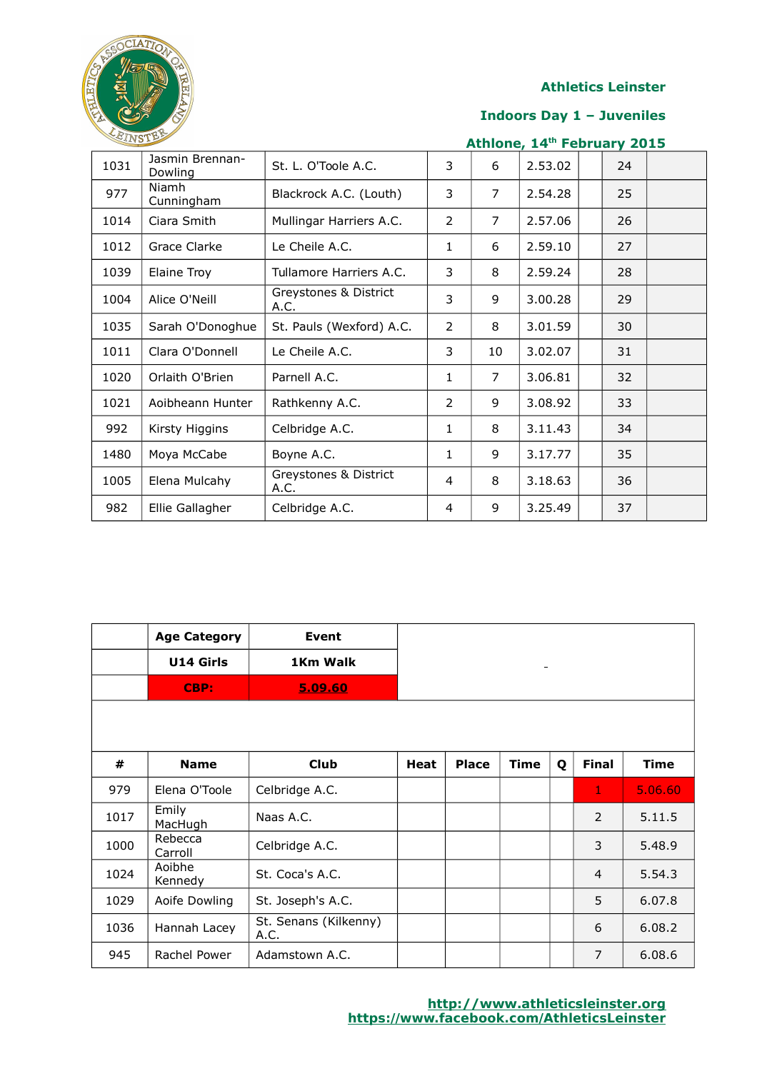Athletics Leinster

Indoors Day 1 – Juveniles

Athlone, 14th February 2015

| | | | | | | | | |
|---|---|---|---|---|---|---|---|---|
| 1031 | Jasmin Brennan-Dowling | St. L. O'Toole A.C. | 3 | 6 | 2.53.02 | | 24 | |
| 977 | Niamh Cunningham | Blackrock A.C. (Louth) | 3 | 7 | 2.54.28 | | 25 | |
| 1014 | Ciara Smith | Mullingar Harriers A.C. | 2 | 7 | 2.57.06 | | 26 | |
| 1012 | Grace Clarke | Le Cheile A.C. | 1 | 6 | 2.59.10 | | 27 | |
| 1039 | Elaine Troy | Tullamore Harriers A.C. | 3 | 8 | 2.59.24 | | 28 | |
| 1004 | Alice O'Neill | Greystones & District A.C. | 3 | 9 | 3.00.28 | | 29 | |
| 1035 | Sarah O'Donoghue | St. Pauls (Wexford) A.C. | 2 | 8 | 3.01.59 | | 30 | |
| 1011 | Clara O'Donnell | Le Cheile A.C. | 3 | 10 | 3.02.07 | | 31 | |
| 1020 | Orlaith O'Brien | Parnell A.C. | 1 | 7 | 3.06.81 | | 32 | |
| 1021 | Aoibheann Hunter | Rathkenny A.C. | 2 | 9 | 3.08.92 | | 33 | |
| 992 | Kirsty Higgins | Celbridge A.C. | 1 | 8 | 3.11.43 | | 34 | |
| 1480 | Moya McCabe | Boyne A.C. | 1 | 9 | 3.17.77 | | 35 | |
| 1005 | Elena Mulcahy | Greystones & District A.C. | 4 | 8 | 3.18.63 | | 36 | |
| 982 | Ellie Gallagher | Celbridge A.C. | 4 | 9 | 3.25.49 | | 37 | |

| | Age Category | Event |
|---|---|---|
| | U14 Girls | 1Km Walk |
| | CBP: | 5.09.60 |

| # | Name | Club | Heat | Place | Time | Q | Final | Time |
|---|---|---|---|---|---|---|---|---|
| 979 | Elena O'Toole | Celbridge A.C. | | | | | 1 | 5.06.60 |
| 1017 | Emily MacHugh | Naas A.C. | | | | | 2 | 5.11.5 |
| 1000 | Rebecca Carroll | Celbridge A.C. | | | | | 3 | 5.48.9 |
| 1024 | Aoibhe Kennedy | St. Coca's A.C. | | | | | 4 | 5.54.3 |
| 1029 | Aoife Dowling | St. Joseph's A.C. | | | | | 5 | 6.07.8 |
| 1036 | Hannah Lacey | St. Senans (Kilkenny) A.C. | | | | | 6 | 6.08.2 |
| 945 | Rachel Power | Adamstown A.C. | | | | | 7 | 6.08.6 |

http://www.athleticsleinster.org
https://www.facebook.com/AthleticsLeinster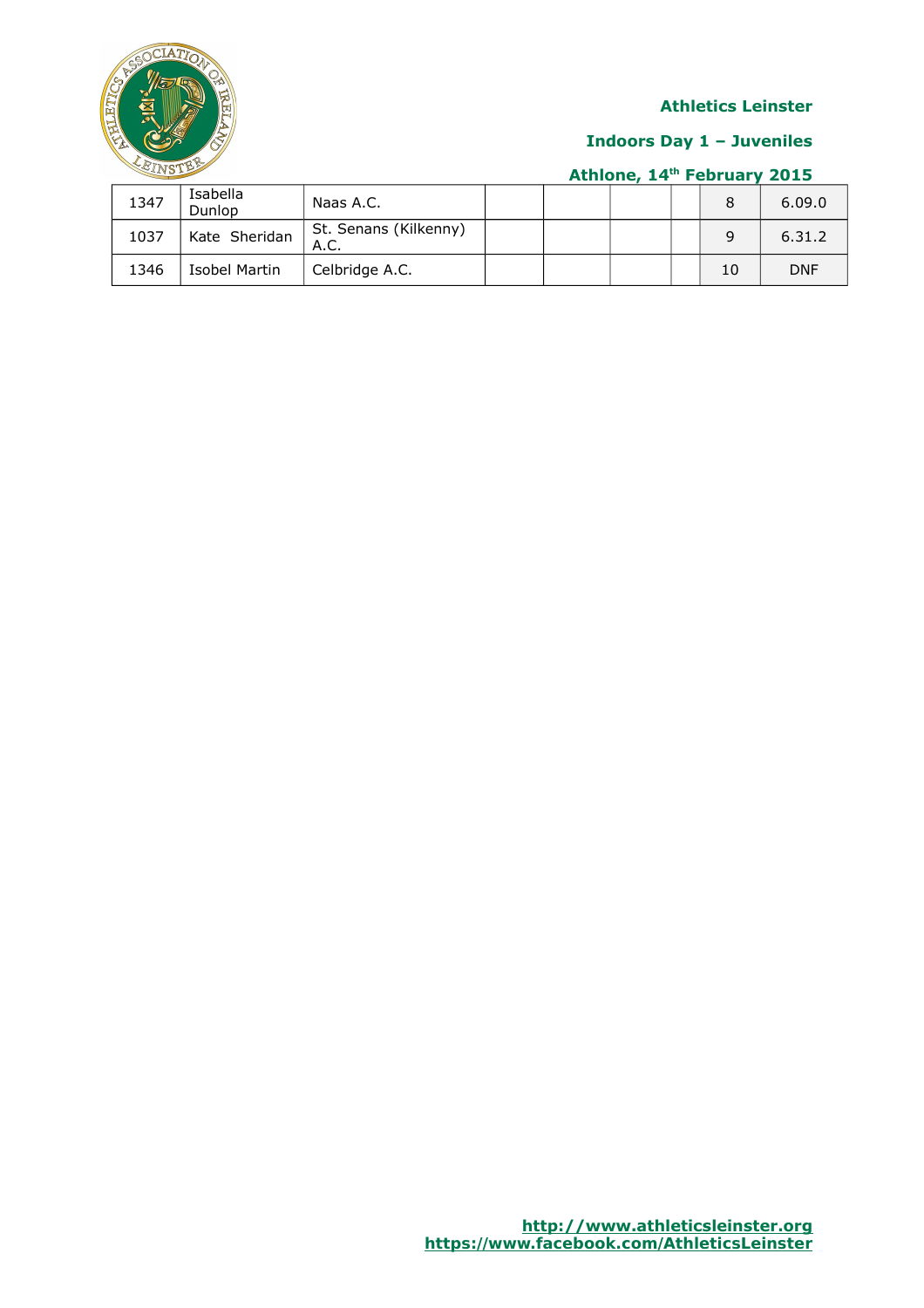| | | | | | | | | |
|---|---|---|---|---|---|---|---|---|
| 1347 | Isabella Dunlop | Naas A.C. | | | | | 8 | 6.09.0 |
| 1037 | Kate Sheridan | St. Senans (Kilkenny) A.C. | | | | | 9 | 6.31.2 |
| 1346 | Isobel Martin | Celbridge A.C. | | | | | 10 | DNF |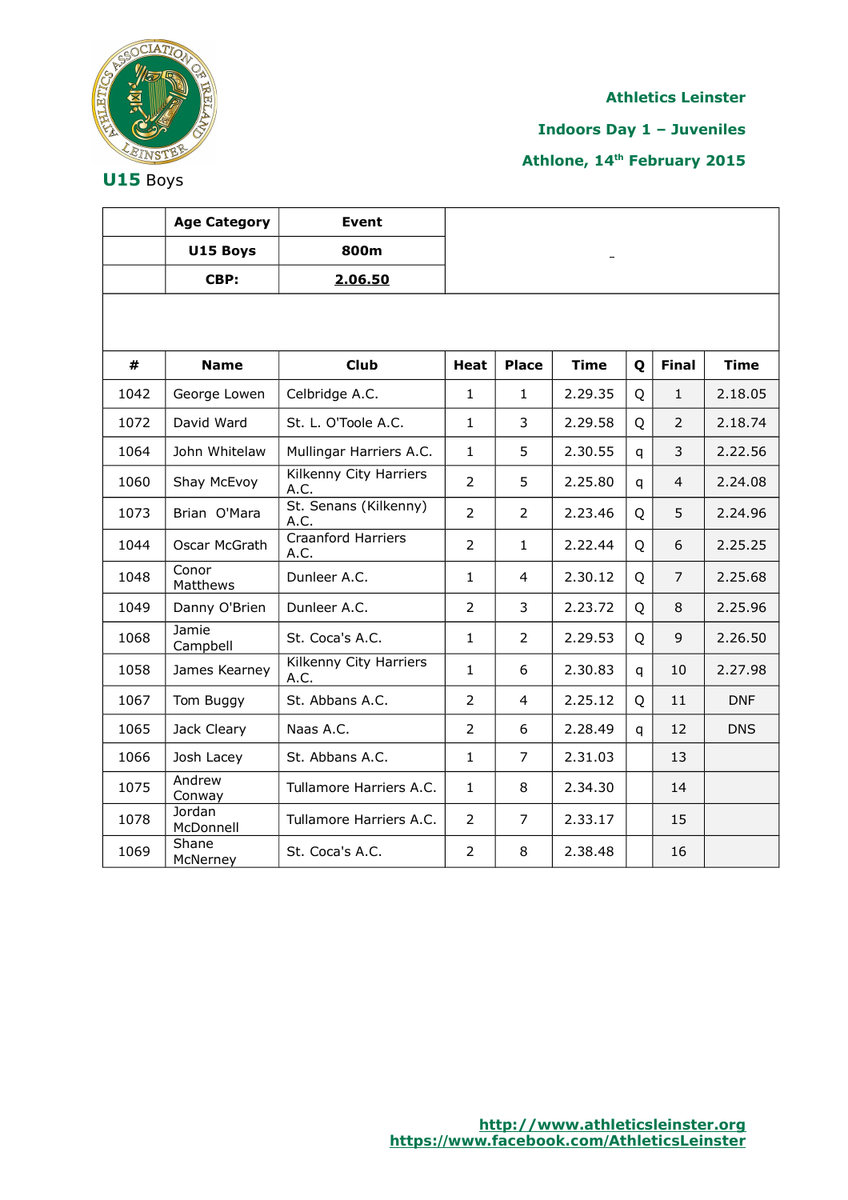**Athletics Leinster**

**Indoors Day 1 – Juveniles**

**Athlone, 14th February 2015**

## U15 Boys

| | Age Category | Event |
|---|---|---|
| | U15 Boys | 800m |
| | CBP: | 2.06.50 |

| # | Name | Club | Heat | Place | Time | Q | Final | Time |
|---|---|---|---|---|---|---|---|---|
| 1042 | George Lowen | Celbridge A.C. | 1 | 1 | 2.29.35 | Q | 1 | 2.18.05 |
| 1072 | David Ward | St. L. O'Toole A.C. | 1 | 3 | 2.29.58 | Q | 2 | 2.18.74 |
| 1064 | John Whitelaw | Mullingar Harriers A.C. | 1 | 5 | 2.30.55 | q | 3 | 2.22.56 |
| 1060 | Shay McEvoy | Kilkenny City Harriers A.C. | 2 | 5 | 2.25.80 | q | 4 | 2.24.08 |
| 1073 | Brian O'Mara | St. Senans (Kilkenny) A.C. | 2 | 2 | 2.23.46 | Q | 5 | 2.24.96 |
| 1044 | Oscar McGrath | Craanford Harriers A.C. | 2 | 1 | 2.22.44 | Q | 6 | 2.25.25 |
| 1048 | Conor Matthews | Dunleer A.C. | 1 | 4 | 2.30.12 | Q | 7 | 2.25.68 |
| 1049 | Danny O'Brien | Dunleer A.C. | 2 | 3 | 2.23.72 | Q | 8 | 2.25.96 |
| 1068 | Jamie Campbell | St. Coca's A.C. | 1 | 2 | 2.29.53 | Q | 9 | 2.26.50 |
| 1058 | James Kearney | Kilkenny City Harriers A.C. | 1 | 6 | 2.30.83 | q | 10 | 2.27.98 |
| 1067 | Tom Buggy | St. Abbans A.C. | 2 | 4 | 2.25.12 | Q | 11 | DNF |
| 1065 | Jack Cleary | Naas A.C. | 2 | 6 | 2.28.49 | q | 12 | DNS |
| 1066 | Josh Lacey | St. Abbans A.C. | 1 | 7 | 2.31.03 | | 13 | |
| 1075 | Andrew Conway | Tullamore Harriers A.C. | 1 | 8 | 2.34.30 | | 14 | |
| 1078 | Jordan McDonnell | Tullamore Harriers A.C. | 2 | 7 | 2.33.17 | | 15 | |
| 1069 | Shane McNerney | St. Coca's A.C. | 2 | 8 | 2.38.48 | | 16 | |

http://www.athleticsleinster.org
https://www.facebook.com/AthleticsLeinster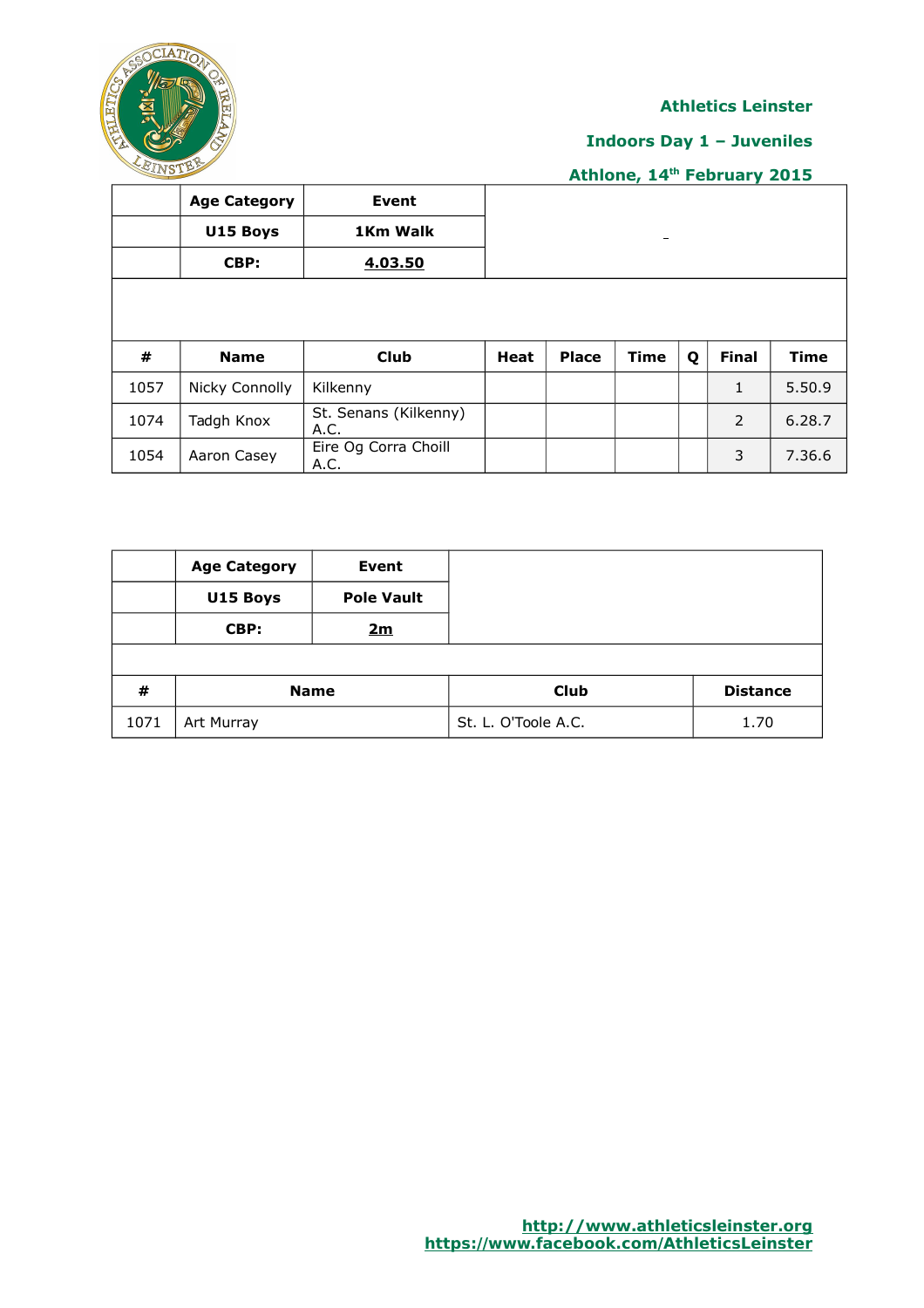Athletics Leinster

Indoors Day 1 – Juveniles

Athlone, 14th February 2015

| | Age Category | Event |
|---|---|---|
| | U15 Boys | 1Km Walk |
| | CBP: | 4.03.50 |

| # | Name | Club | Heat | Place | Time | Q | Final | Time |
|---|---|---|---|---|---|---|---|---|
| 1057 | Nicky Connolly | Kilkenny | | | | | 1 | 5.50.9 |
| 1074 | Tadgh Knox | St. Senans (Kilkenny) A.C. | | | | | 2 | 6.28.7 |
| 1054 | Aaron Casey | Eire Og Corra Choill A.C. | | | | | 3 | 7.36.6 |

| | Age Category | Event |
|---|---|---|
| | U15 Boys | Pole Vault |
| | CBP: | 2m |

| # | Name | Club | Distance |
|---|---|---|---|
| 1071 | Art Murray | St. L. O'Toole A.C. | 1.70 |

http://www.athleticsleinster.org
https://www.facebook.com/AthleticsLeinster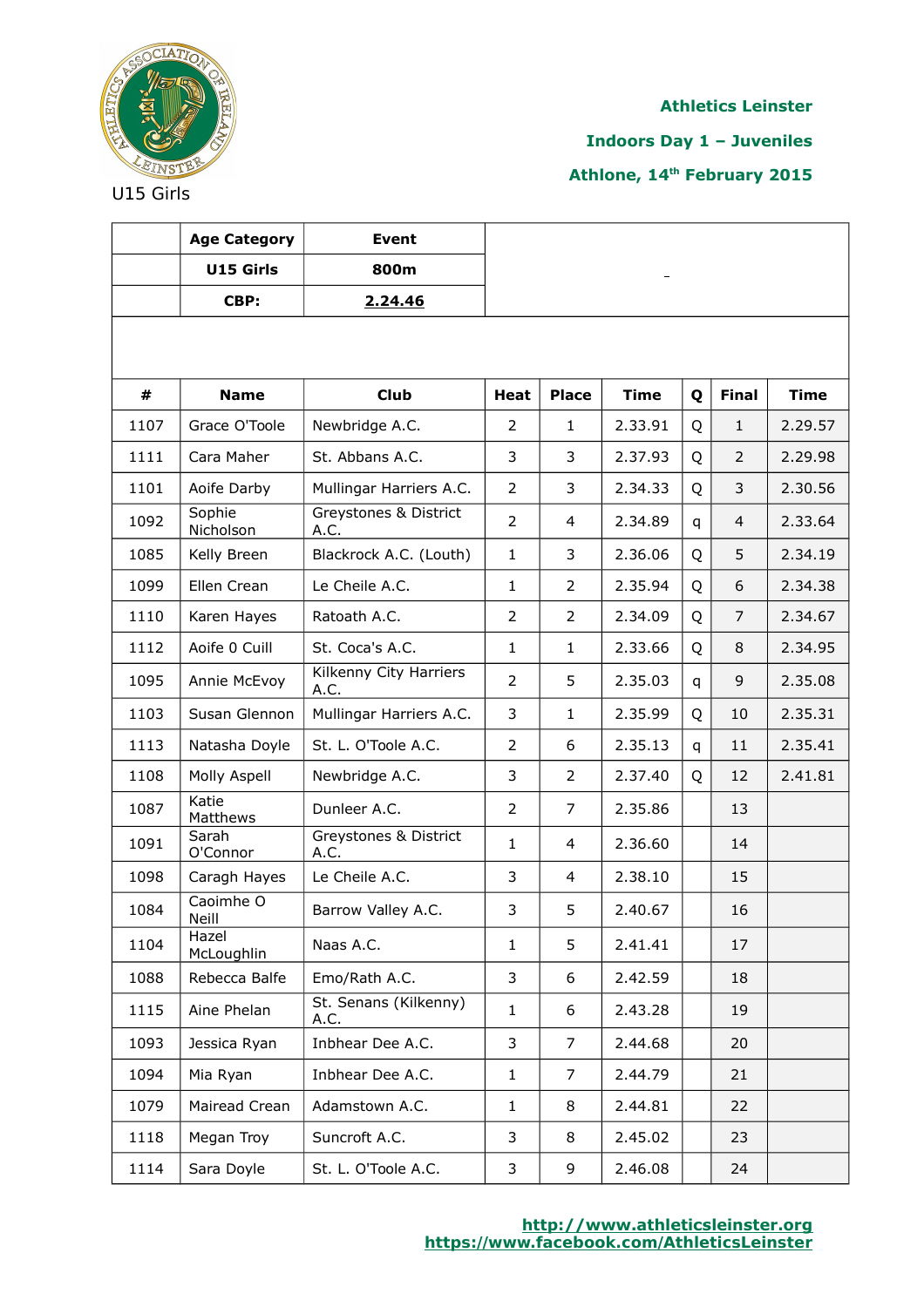**Athletics Leinster**

**Indoors Day 1 – Juveniles**

**Athlone, 14th February 2015**

U15 Girls

| | Age Category | Event |
|---|---|---|
| | **U15 Girls** | **800m** |
| | **CBP:** | **2.24.46** |

| # | Name | Club | Heat | Place | Time | Q | Final | Time |
|---|---|---|---|---|---|---|---|---|
| 1107 | Grace O'Toole | Newbridge A.C. | 2 | 1 | 2.33.91 | Q | 1 | 2.29.57 |
| 1111 | Cara Maher | St. Abbans A.C. | 3 | 3 | 2.37.93 | Q | 2 | 2.29.98 |
| 1101 | Aoife Darby | Mullingar Harriers A.C. | 2 | 3 | 2.34.33 | Q | 3 | 2.30.56 |
| 1092 | Sophie Nicholson | Greystones & District A.C. | 2 | 4 | 2.34.89 | q | 4 | 2.33.64 |
| 1085 | Kelly Breen | Blackrock A.C. (Louth) | 1 | 3 | 2.36.06 | Q | 5 | 2.34.19 |
| 1099 | Ellen Crean | Le Cheile A.C. | 1 | 2 | 2.35.94 | Q | 6 | 2.34.38 |
| 1110 | Karen Hayes | Ratoath A.C. | 2 | 2 | 2.34.09 | Q | 7 | 2.34.67 |
| 1112 | Aoife 0 Cuill | St. Coca's A.C. | 1 | 1 | 2.33.66 | Q | 8 | 2.34.95 |
| 1095 | Annie McEvoy | Kilkenny City Harriers A.C. | 2 | 5 | 2.35.03 | q | 9 | 2.35.08 |
| 1103 | Susan Glennon | Mullingar Harriers A.C. | 3 | 1 | 2.35.99 | Q | 10 | 2.35.31 |
| 1113 | Natasha Doyle | St. L. O'Toole A.C. | 2 | 6 | 2.35.13 | q | 11 | 2.35.41 |
| 1108 | Molly Aspell | Newbridge A.C. | 3 | 2 | 2.37.40 | Q | 12 | 2.41.81 |
| 1087 | Katie Matthews | Dunleer A.C. | 2 | 7 | 2.35.86 | | 13 | |
| 1091 | Sarah O'Connor | Greystones & District A.C. | 1 | 4 | 2.36.60 | | 14 | |
| 1098 | Caragh Hayes | Le Cheile A.C. | 3 | 4 | 2.38.10 | | 15 | |
| 1084 | Caoimhe O Neill | Barrow Valley A.C. | 3 | 5 | 2.40.67 | | 16 | |
| 1104 | Hazel McLoughlin | Naas A.C. | 1 | 5 | 2.41.41 | | 17 | |
| 1088 | Rebecca Balfe | Emo/Rath A.C. | 3 | 6 | 2.42.59 | | 18 | |
| 1115 | Aine Phelan | St. Senans (Kilkenny) A.C. | 1 | 6 | 2.43.28 | | 19 | |
| 1093 | Jessica Ryan | Inbhear Dee A.C. | 3 | 7 | 2.44.68 | | 20 | |
| 1094 | Mia Ryan | Inbhear Dee A.C. | 1 | 7 | 2.44.79 | | 21 | |
| 1079 | Mairead Crean | Adamstown A.C. | 1 | 8 | 2.44.81 | | 22 | |
| 1118 | Megan Troy | Suncroft A.C. | 3 | 8 | 2.45.02 | | 23 | |
| 1114 | Sara Doyle | St. L. O'Toole A.C. | 3 | 9 | 2.46.08 | | 24 | |

http://www.athleticsleinster.org
https://www.facebook.com/AthleticsLeinster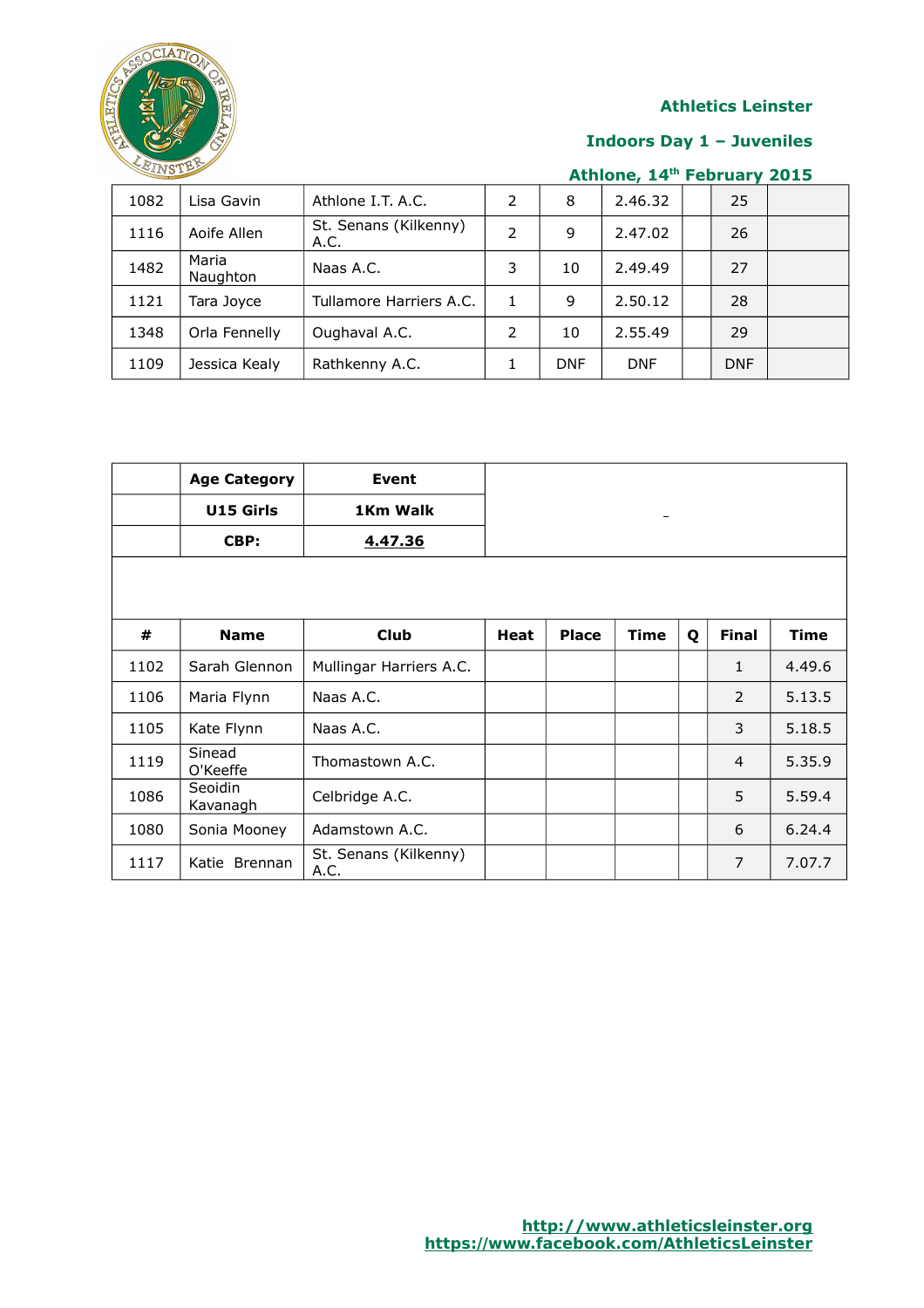Athletics Leinster

Indoors Day 1 – Juveniles

Athlone, 14th February 2015

| | | | | | | | | |
|---|---|---|---|---|---|---|---|---|
| 1082 | Lisa Gavin | Athlone I.T. A.C. | 2 | 8 | 2.46.32 | | 25 | |
| 1116 | Aoife Allen | St. Senans (Kilkenny) A.C. | 2 | 9 | 2.47.02 | | 26 | |
| 1482 | Maria Naughton | Naas A.C. | 3 | 10 | 2.49.49 | | 27 | |
| 1121 | Tara Joyce | Tullamore Harriers A.C. | 1 | 9 | 2.50.12 | | 28 | |
| 1348 | Orla Fennelly | Oughaval A.C. | 2 | 10 | 2.55.49 | | 29 | |
| 1109 | Jessica Kealy | Rathkenny A.C. | 1 | DNF | DNF | | DNF | |

| | Age Category | Event |
|---|---|---|
| | U15 Girls | 1Km Walk |
| | CBP: | 4.47.36 |

| # | Name | Club | Heat | Place | Time | Q | Final | Time |
|---|---|---|---|---|---|---|---|---|
| 1102 | Sarah Glennon | Mullingar Harriers A.C. | | | | | 1 | 4.49.6 |
| 1106 | Maria Flynn | Naas A.C. | | | | | 2 | 5.13.5 |
| 1105 | Kate Flynn | Naas A.C. | | | | | 3 | 5.18.5 |
| 1119 | Sinead O'Keeffe | Thomastown A.C. | | | | | 4 | 5.35.9 |
| 1086 | Seoidin Kavanagh | Celbridge A.C. | | | | | 5 | 5.59.4 |
| 1080 | Sonia Mooney | Adamstown A.C. | | | | | 6 | 6.24.4 |
| 1117 | Katie Brennan | St. Senans (Kilkenny) A.C. | | | | | 7 | 7.07.7 |

http://www.athleticsleinster.org
https://www.facebook.com/AthleticsLeinster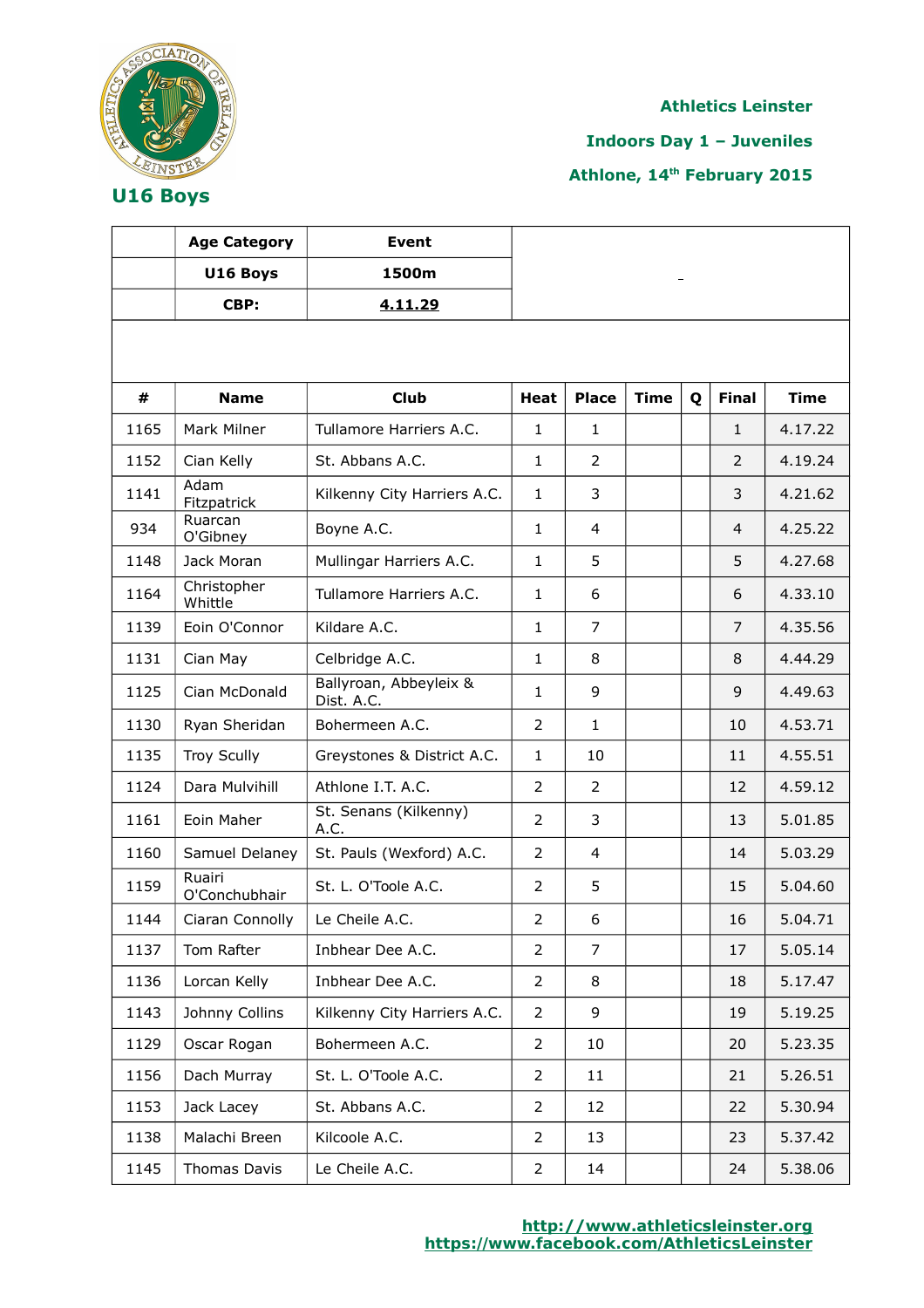Athletics Leinster

Indoors Day 1 – Juveniles

Athlone, 14th February 2015

## U16 Boys

| | Age Category | Event |
|---|---|---|
| | U16 Boys | 1500m |
| | CBP: | 4.11.29 |

| # | Name | Club | Heat | Place | Time | Q | Final | Time |
|---|---|---|---|---|---|---|---|---|
| 1165 | Mark Milner | Tullamore Harriers A.C. | 1 | 1 | | | 1 | 4.17.22 |
| 1152 | Cian Kelly | St. Abbans A.C. | 1 | 2 | | | 2 | 4.19.24 |
| 1141 | Adam Fitzpatrick | Kilkenny City Harriers A.C. | 1 | 3 | | | 3 | 4.21.62 |
| 934 | Ruarcan O'Gibney | Boyne A.C. | 1 | 4 | | | 4 | 4.25.22 |
| 1148 | Jack Moran | Mullingar Harriers A.C. | 1 | 5 | | | 5 | 4.27.68 |
| 1164 | Christopher Whittle | Tullamore Harriers A.C. | 1 | 6 | | | 6 | 4.33.10 |
| 1139 | Eoin O'Connor | Kildare A.C. | 1 | 7 | | | 7 | 4.35.56 |
| 1131 | Cian May | Celbridge A.C. | 1 | 8 | | | 8 | 4.44.29 |
| 1125 | Cian McDonald | Ballyroan, Abbeyleix & Dist. A.C. | 1 | 9 | | | 9 | 4.49.63 |
| 1130 | Ryan Sheridan | Bohermeen A.C. | 2 | 1 | | | 10 | 4.53.71 |
| 1135 | Troy Scully | Greystones & District A.C. | 1 | 10 | | | 11 | 4.55.51 |
| 1124 | Dara Mulvihill | Athlone I.T. A.C. | 2 | 2 | | | 12 | 4.59.12 |
| 1161 | Eoin Maher | St. Senans (Kilkenny) A.C. | 2 | 3 | | | 13 | 5.01.85 |
| 1160 | Samuel Delaney | St. Pauls (Wexford) A.C. | 2 | 4 | | | 14 | 5.03.29 |
| 1159 | Ruairi O'Conchubhair | St. L. O'Toole A.C. | 2 | 5 | | | 15 | 5.04.60 |
| 1144 | Ciaran Connolly | Le Cheile A.C. | 2 | 6 | | | 16 | 5.04.71 |
| 1137 | Tom Rafter | Inbhear Dee A.C. | 2 | 7 | | | 17 | 5.05.14 |
| 1136 | Lorcan Kelly | Inbhear Dee A.C. | 2 | 8 | | | 18 | 5.17.47 |
| 1143 | Johnny Collins | Kilkenny City Harriers A.C. | 2 | 9 | | | 19 | 5.19.25 |
| 1129 | Oscar Rogan | Bohermeen A.C. | 2 | 10 | | | 20 | 5.23.35 |
| 1156 | Dach Murray | St. L. O'Toole A.C. | 2 | 11 | | | 21 | 5.26.51 |
| 1153 | Jack Lacey | St. Abbans A.C. | 2 | 12 | | | 22 | 5.30.94 |
| 1138 | Malachi Breen | Kilcoole A.C. | 2 | 13 | | | 23 | 5.37.42 |
| 1145 | Thomas Davis | Le Cheile A.C. | 2 | 14 | | | 24 | 5.38.06 |

http://www.athleticsleinster.org
https://www.facebook.com/AthleticsLeinster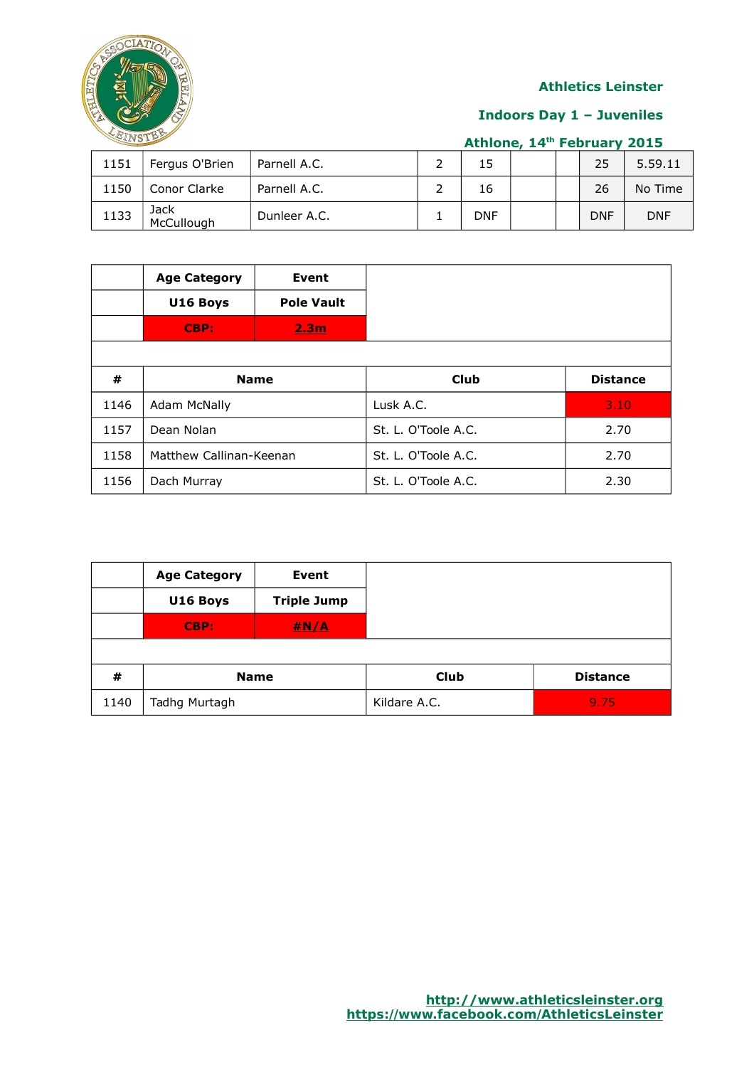Athletics Leinster

Indoors Day 1 – Juveniles

Athlone, 14th February 2015

| | | | | | | | | |
|---|---|---|---|---|---|---|---|---|
| 1151 | Fergus O'Brien | Parnell A.C. | 2 | 15 | | | 25 | 5.59.11 |
| 1150 | Conor Clarke | Parnell A.C. | 2 | 16 | | | 26 | No Time |
| 1133 | Jack McCullough | Dunleer A.C. | 1 | DNF | | | DNF | DNF |

| | Age Category | Event | |
|---|---|---|---|
| | U16 Boys | Pole Vault | |
| | CBP: | 2.3m | |
| | | | |
| # | Name | Club | Distance |
| 1146 | Adam McNally | Lusk A.C. | 3.10 |
| 1157 | Dean Nolan | St. L. O'Toole A.C. | 2.70 |
| 1158 | Matthew Callinan-Keenan | St. L. O'Toole A.C. | 2.70 |
| 1156 | Dach Murray | St. L. O'Toole A.C. | 2.30 |

| | Age Category | Event | |
|---|---|---|---|
| | U16 Boys | Triple Jump | |
| | CBP: | #N/A | |
| | | | |
| # | Name | Club | Distance |
| 1140 | Tadhg Murtagh | Kildare A.C. | 9.75 |

http://www.athleticsleinster.org
https://www.facebook.com/AthleticsLeinster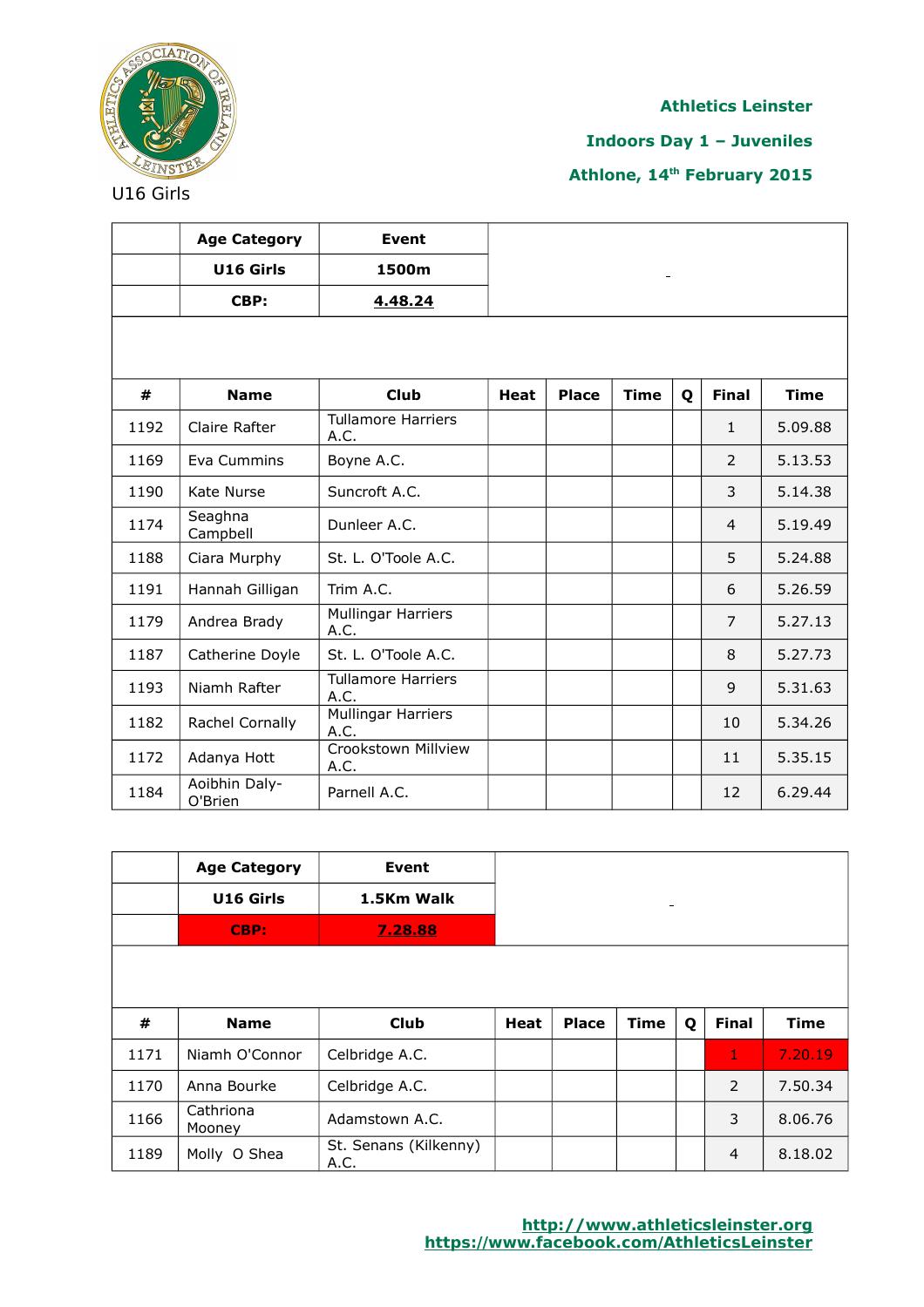**Athletics Leinster**

**Indoors Day 1 – Juveniles**

**Athlone, 14th February 2015**

U16 Girls

| | Age Category | Event | | | | | | |
|---|---|---|---|---|---|---|---|---|
| | **U16 Girls** | **1500m** | | | | | | |
| | **CBP:** | **4.48.24** | | | | | | |
| **#** | **Name** | **Club** | **Heat** | **Place** | **Time** | **Q** | **Final** | **Time** |
| 1192 | Claire Rafter | Tullamore Harriers A.C. | | | | | 1 | 5.09.88 |
| 1169 | Eva Cummins | Boyne A.C. | | | | | 2 | 5.13.53 |
| 1190 | Kate Nurse | Suncroft A.C. | | | | | 3 | 5.14.38 |
| 1174 | Seaghna Campbell | Dunleer A.C. | | | | | 4 | 5.19.49 |
| 1188 | Ciara Murphy | St. L. O'Toole A.C. | | | | | 5 | 5.24.88 |
| 1191 | Hannah Gilligan | Trim A.C. | | | | | 6 | 5.26.59 |
| 1179 | Andrea Brady | Mullingar Harriers A.C. | | | | | 7 | 5.27.13 |
| 1187 | Catherine Doyle | St. L. O'Toole A.C. | | | | | 8 | 5.27.73 |
| 1193 | Niamh Rafter | Tullamore Harriers A.C. | | | | | 9 | 5.31.63 |
| 1182 | Rachel Cornally | Mullingar Harriers A.C. | | | | | 10 | 5.34.26 |
| 1172 | Adanya Hott | Crookstown Millview A.C. | | | | | 11 | 5.35.15 |
| 1184 | Aoibhin Daly-O'Brien | Parnell A.C. | | | | | 12 | 6.29.44 |

| | Age Category | Event | | | | | | |
|---|---|---|---|---|---|---|---|---|
| | **U16 Girls** | **1.5Km Walk** | | | | | | |
| | **CBP:** | **7.28.88** | | | | | | |
| **#** | **Name** | **Club** | **Heat** | **Place** | **Time** | **Q** | **Final** | **Time** |
| 1171 | Niamh O'Connor | Celbridge A.C. | | | | | 1 | 7.20.19 |
| 1170 | Anna Bourke | Celbridge A.C. | | | | | 2 | 7.50.34 |
| 1166 | Cathriona Mooney | Adamstown A.C. | | | | | 3 | 8.06.76 |
| 1189 | Molly O Shea | St. Senans (Kilkenny) A.C. | | | | | 4 | 8.18.02 |

http://www.athleticsleinster.org
https://www.facebook.com/AthleticsLeinster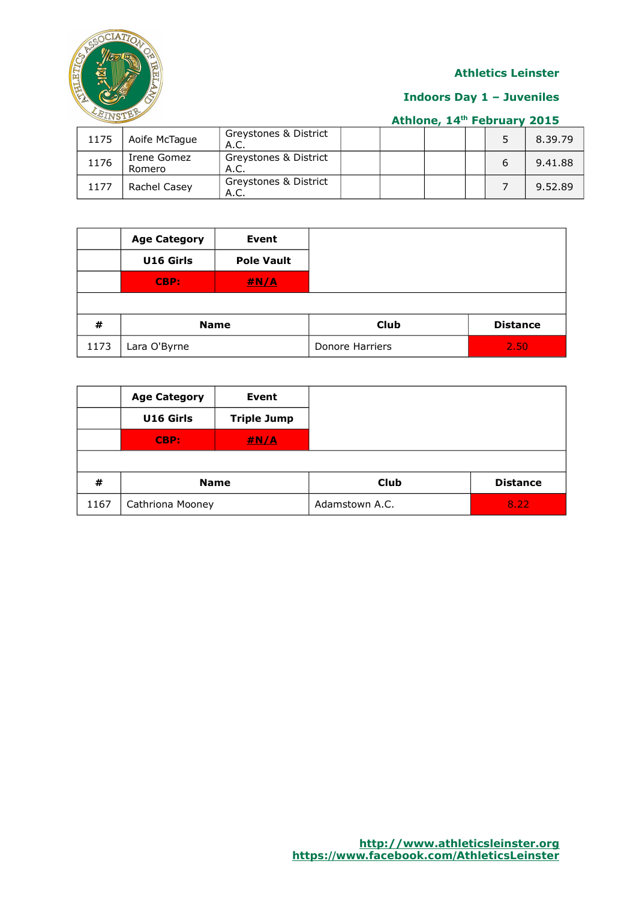Athletics Leinster

Indoors Day 1 – Juveniles

Athlone, 14th February 2015

| | | | | | | | | |
|---|---|---|---|---|---|---|---|---|
| 1175 | Aoife McTague | Greystones & District A.C. | | | | | 5 | 8.39.79 |
| 1176 | Irene Gomez Romero | Greystones & District A.C. | | | | | 6 | 9.41.88 |
| 1177 | Rachel Casey | Greystones & District A.C. | | | | | 7 | 9.52.89 |

| | Age Category | Event | |
|---|---|---|---|
| | U16 Girls | Pole Vault | |
| | CBP: | #N/A | |

| # | Name | Club | Distance |
|---|---|---|---|
| 1173 | Lara O'Byrne | Donore Harriers | 2.50 |

| | Age Category | Event | |
|---|---|---|---|
| | U16 Girls | Triple Jump | |
| | CBP: | #N/A | |

| # | Name | Club | Distance |
|---|---|---|---|
| 1167 | Cathriona Mooney | Adamstown A.C. | 8.22 |

http://www.athleticsleinster.org
https://www.facebook.com/AthleticsLeinster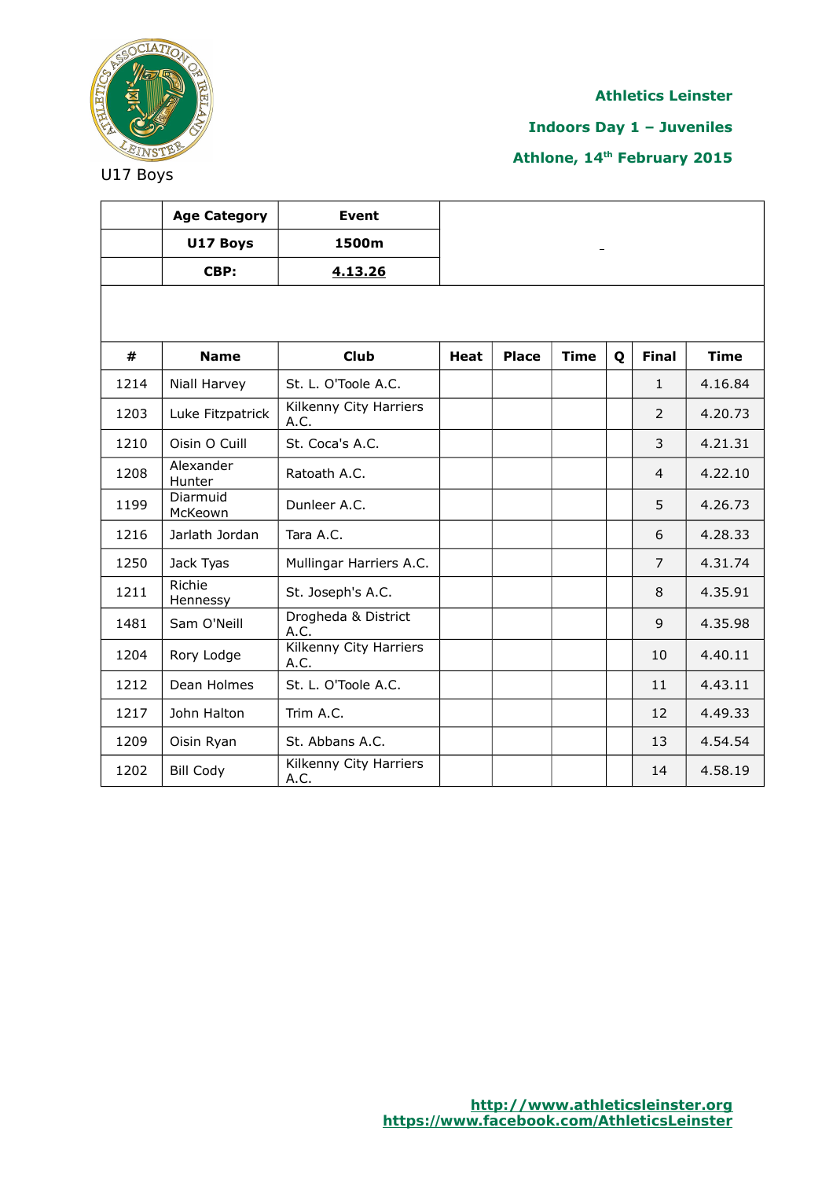**Athletics Leinster**

**Indoors Day 1 – Juveniles**

**Athlone, 14th February 2015**

U17 Boys

| | Age Category | Event |
|---|---|---|
| | **U17 Boys** | **1500m** |
| | **CBP:** | **4.13.26** |

| # | Name | Club | Heat | Place | Time | Q | Final | Time |
|---|---|---|---|---|---|---|---|---|
| 1214 | Niall Harvey | St. L. O'Toole A.C. | | | | | 1 | 4.16.84 |
| 1203 | Luke Fitzpatrick | Kilkenny City Harriers A.C. | | | | | 2 | 4.20.73 |
| 1210 | Oisin O Cuill | St. Coca's A.C. | | | | | 3 | 4.21.31 |
| 1208 | Alexander Hunter | Ratoath A.C. | | | | | 4 | 4.22.10 |
| 1199 | Diarmuid McKeown | Dunleer A.C. | | | | | 5 | 4.26.73 |
| 1216 | Jarlath Jordan | Tara A.C. | | | | | 6 | 4.28.33 |
| 1250 | Jack Tyas | Mullingar Harriers A.C. | | | | | 7 | 4.31.74 |
| 1211 | Richie Hennessy | St. Joseph's A.C. | | | | | 8 | 4.35.91 |
| 1481 | Sam O'Neill | Drogheda & District A.C. | | | | | 9 | 4.35.98 |
| 1204 | Rory Lodge | Kilkenny City Harriers A.C. | | | | | 10 | 4.40.11 |
| 1212 | Dean Holmes | St. L. O'Toole A.C. | | | | | 11 | 4.43.11 |
| 1217 | John Halton | Trim A.C. | | | | | 12 | 4.49.33 |
| 1209 | Oisin Ryan | St. Abbans A.C. | | | | | 13 | 4.54.54 |
| 1202 | Bill Cody | Kilkenny City Harriers A.C. | | | | | 14 | 4.58.19 |

http://www.athleticsleinster.org
https://www.facebook.com/AthleticsLeinster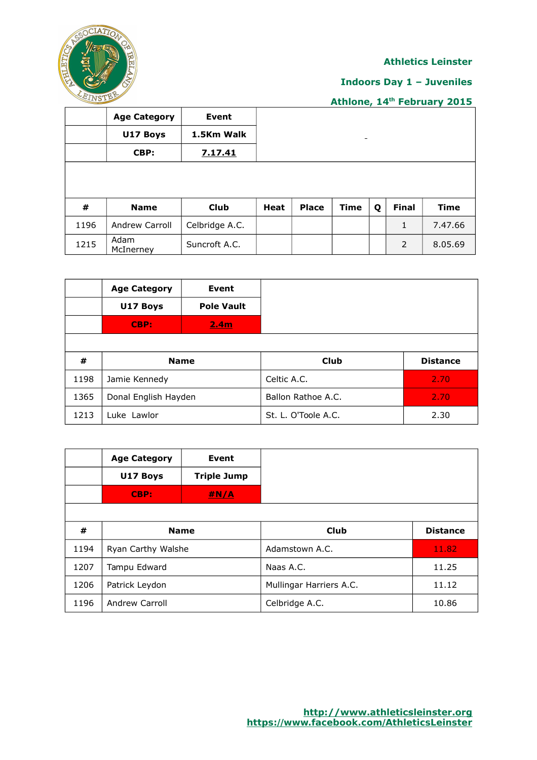Athletics Leinster

Indoors Day 1 – Juveniles

Athlone, 14th February 2015

| | Age Category | Event | | | | | | |
|---|---|---|---|---|---|---|---|---|
| | U17 Boys | 1.5Km Walk | | | | | | |
| | CBP: | 7.17.41 | | | | | | |
| **#** | **Name** | **Club** | **Heat** | **Place** | **Time** | **Q** | **Final** | **Time** |
| 1196 | Andrew Carroll | Celbridge A.C. | | | | | 1 | 7.47.66 |
| 1215 | Adam McInerney | Suncroft A.C. | | | | | 2 | 8.05.69 |

| | Age Category | Event | |
|---|---|---|---|
| | U17 Boys | Pole Vault | |
| | CBP: | 2.4m | |
| **#** | **Name** | **Club** | **Distance** |
| 1198 | Jamie Kennedy | Celtic A.C. | 2.70 |
| 1365 | Donal English Hayden | Ballon Rathoe A.C. | 2.70 |
| 1213 | Luke Lawlor | St. L. O'Toole A.C. | 2.30 |

| | Age Category | Event | |
|---|---|---|---|
| | U17 Boys | Triple Jump | |
| | CBP: | #N/A | |
| **#** | **Name** | **Club** | **Distance** |
| 1194 | Ryan Carthy Walshe | Adamstown A.C. | 11.82 |
| 1207 | Tampu Edward | Naas A.C. | 11.25 |
| 1206 | Patrick Leydon | Mullingar Harriers A.C. | 11.12 |
| 1196 | Andrew Carroll | Celbridge A.C. | 10.86 |

http://www.athleticsleinster.org
https://www.facebook.com/AthleticsLeinster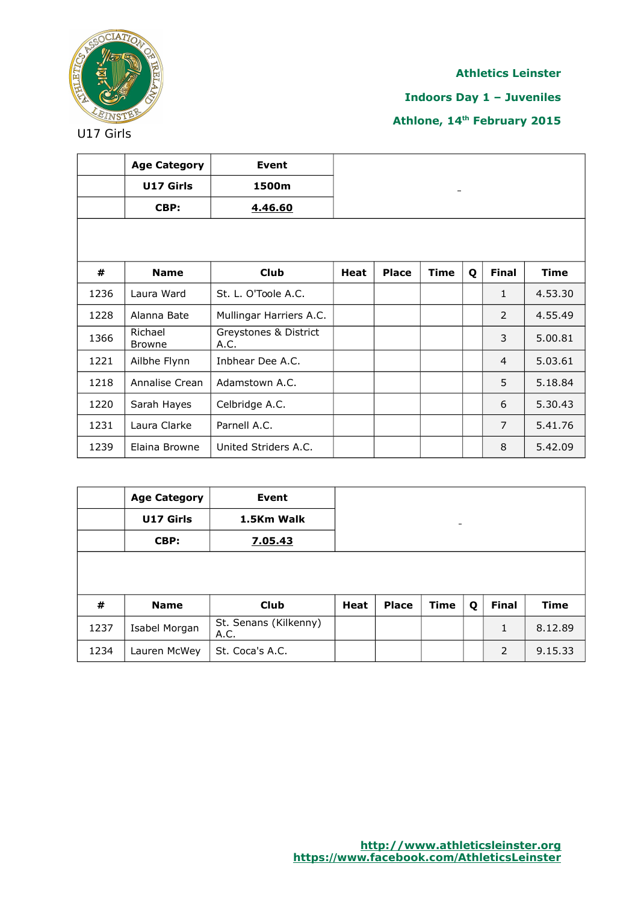**Athletics Leinster**

**Indoors Day 1 – Juveniles**

**Athlone, 14th February 2015**

U17 Girls

| | Age Category | Event | | | | | | |
|---|---|---|---|---|---|---|---|---|
| | **U17 Girls** | **1500m** | | | | | | |
| | **CBP:** | **4.46.60** | | | | | | |
| **#** | **Name** | **Club** | **Heat** | **Place** | **Time** | **Q** | **Final** | **Time** |
| 1236 | Laura Ward | St. L. O'Toole A.C. | | | | | 1 | 4.53.30 |
| 1228 | Alanna Bate | Mullingar Harriers A.C. | | | | | 2 | 4.55.49 |
| 1366 | Richael Browne | Greystones & District A.C. | | | | | 3 | 5.00.81 |
| 1221 | Ailbhe Flynn | Inbhear Dee A.C. | | | | | 4 | 5.03.61 |
| 1218 | Annalise Crean | Adamstown A.C. | | | | | 5 | 5.18.84 |
| 1220 | Sarah Hayes | Celbridge A.C. | | | | | 6 | 5.30.43 |
| 1231 | Laura Clarke | Parnell A.C. | | | | | 7 | 5.41.76 |
| 1239 | Elaina Browne | United Striders A.C. | | | | | 8 | 5.42.09 |

| | Age Category | Event | | | | | | |
|---|---|---|---|---|---|---|---|---|
| | **U17 Girls** | **1.5Km Walk** | | | | | | |
| | **CBP:** | **7.05.43** | | | | | | |
| **#** | **Name** | **Club** | **Heat** | **Place** | **Time** | **Q** | **Final** | **Time** |
| 1237 | Isabel Morgan | St. Senans (Kilkenny) A.C. | | | | | 1 | 8.12.89 |
| 1234 | Lauren McWey | St. Coca's A.C. | | | | | 2 | 9.15.33 |

**http://www.athleticsleinster.org**
**https://www.facebook.com/AthleticsLeinster**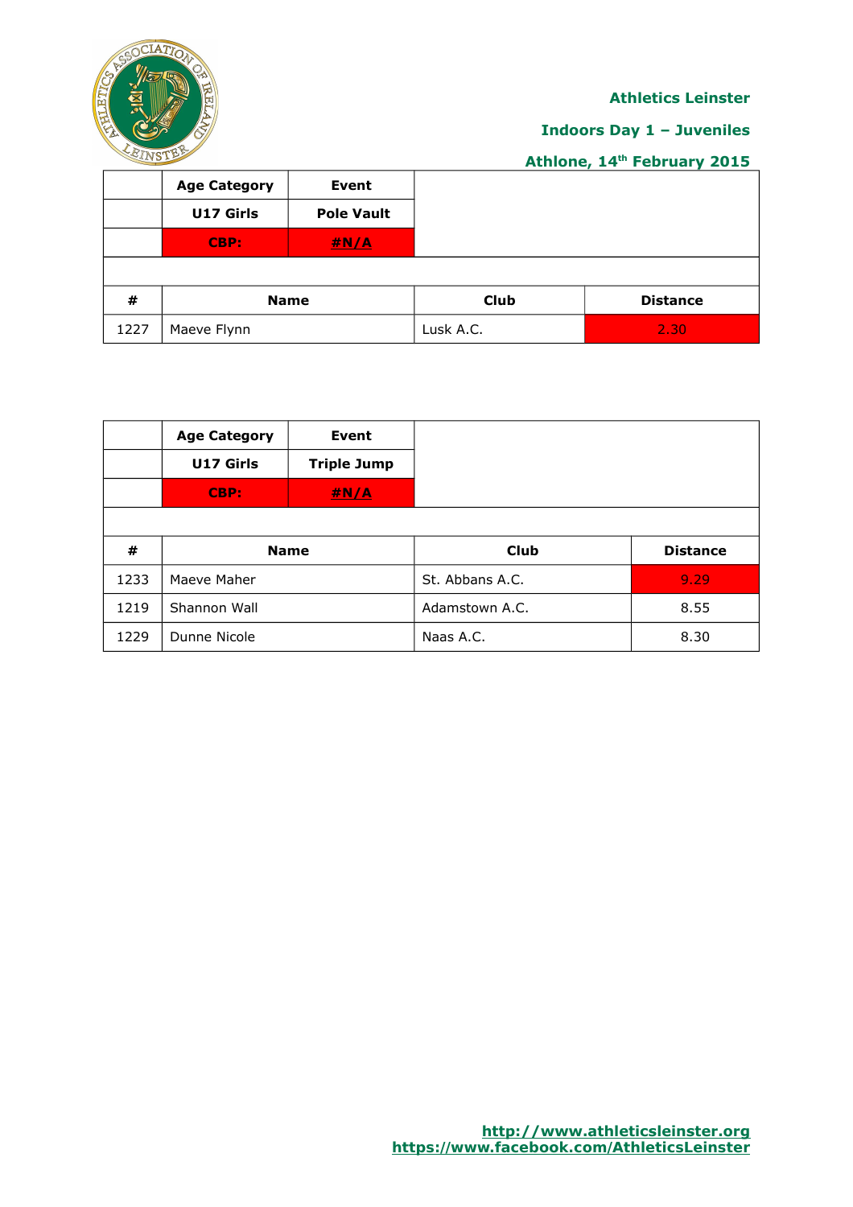Athletics Leinster

Indoors Day 1 – Juveniles

Athlone, 14th February 2015

| | Age Category | Event |
|---|---|---|
| | U17 Girls | Pole Vault |
| | CBP: | #N/A |

| # | Name | Club | Distance |
|---|---|---|---|
| 1227 | Maeve Flynn | Lusk A.C. | 2.30 |

| | Age Category | Event |
|---|---|---|
| | U17 Girls | Triple Jump |
| | CBP: | #N/A |

| # | Name | Club | Distance |
|---|---|---|---|
| 1233 | Maeve Maher | St. Abbans A.C. | 9.29 |
| 1219 | Shannon Wall | Adamstown A.C. | 8.55 |
| 1229 | Dunne Nicole | Naas A.C. | 8.30 |

http://www.athleticsleinster.org
https://www.facebook.com/AthleticsLeinster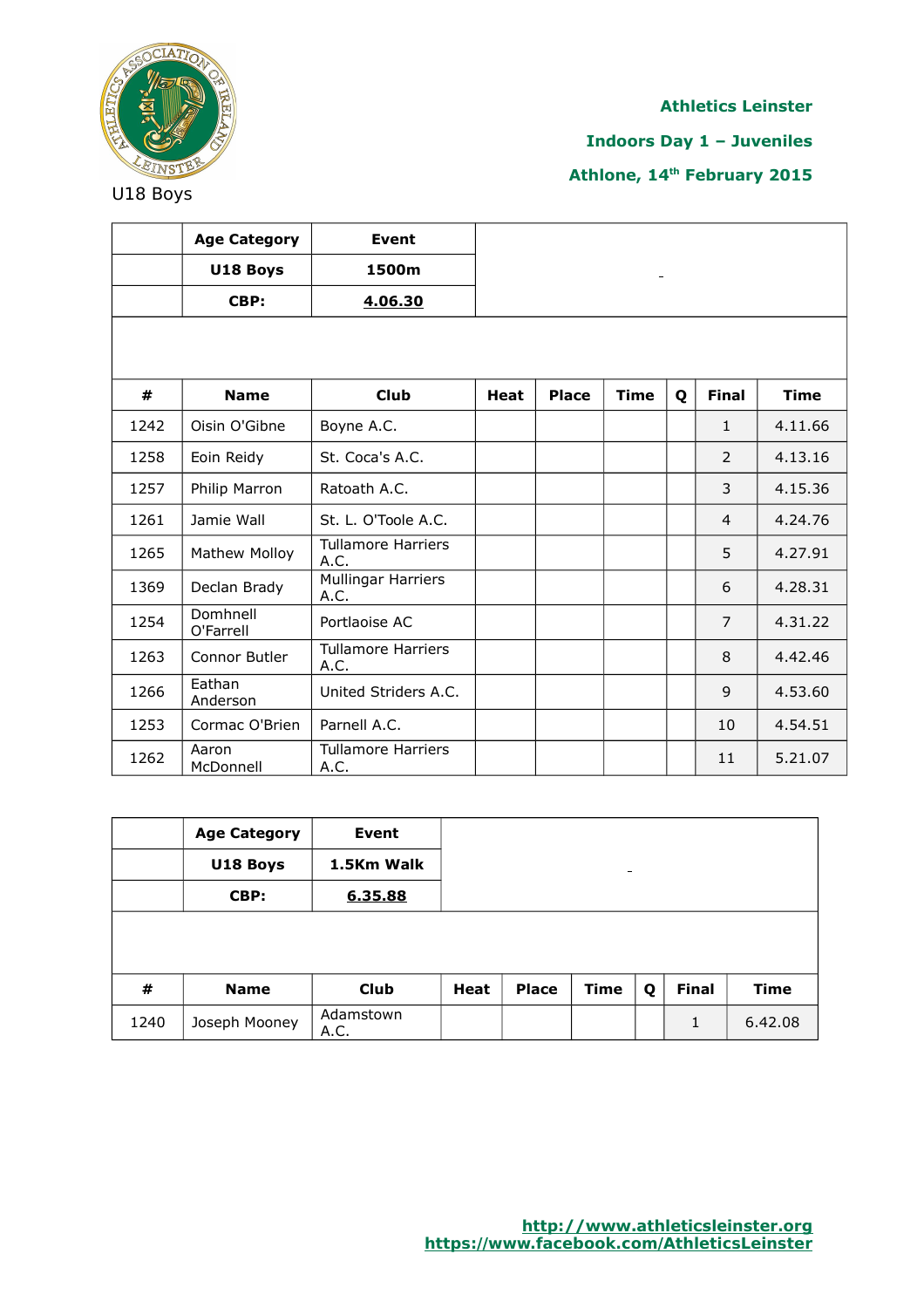**Athletics Leinster**

**Indoors Day 1 – Juveniles**

**Athlone, 14th February 2015**

U18 Boys

| | **Age Category** | **Event** | | | | | | |
|---|---|---|---|---|---|---|---|---|
| | **U18 Boys** | **1500m** | | | | | | |
| | **CBP:** | **4.06.30** | | | | | | |
| **#** | **Name** | **Club** | **Heat** | **Place** | **Time** | **Q** | **Final** | **Time** |
| 1242 | Oisin O'Gibne | Boyne A.C. | | | | | 1 | 4.11.66 |
| 1258 | Eoin Reidy | St. Coca's A.C. | | | | | 2 | 4.13.16 |
| 1257 | Philip Marron | Ratoath A.C. | | | | | 3 | 4.15.36 |
| 1261 | Jamie Wall | St. L. O'Toole A.C. | | | | | 4 | 4.24.76 |
| 1265 | Mathew Molloy | Tullamore Harriers A.C. | | | | | 5 | 4.27.91 |
| 1369 | Declan Brady | Mullingar Harriers A.C. | | | | | 6 | 4.28.31 |
| 1254 | Domhnell O'Farrell | Portlaoise AC | | | | | 7 | 4.31.22 |
| 1263 | Connor Butler | Tullamore Harriers A.C. | | | | | 8 | 4.42.46 |
| 1266 | Eathan Anderson | United Striders A.C. | | | | | 9 | 4.53.60 |
| 1253 | Cormac O'Brien | Parnell A.C. | | | | | 10 | 4.54.51 |
| 1262 | Aaron McDonnell | Tullamore Harriers A.C. | | | | | 11 | 5.21.07 |

| | **Age Category** | **Event** | | | | | | |
|---|---|---|---|---|---|---|---|---|
| | **U18 Boys** | **1.5Km Walk** | | | | | | |
| | **CBP:** | **6.35.88** | | | | | | |
| **#** | **Name** | **Club** | **Heat** | **Place** | **Time** | **Q** | **Final** | **Time** |
| 1240 | Joseph Mooney | Adamstown A.C. | | | | | 1 | 6.42.08 |

http://www.athleticsleinster.org
https://www.facebook.com/AthleticsLeinster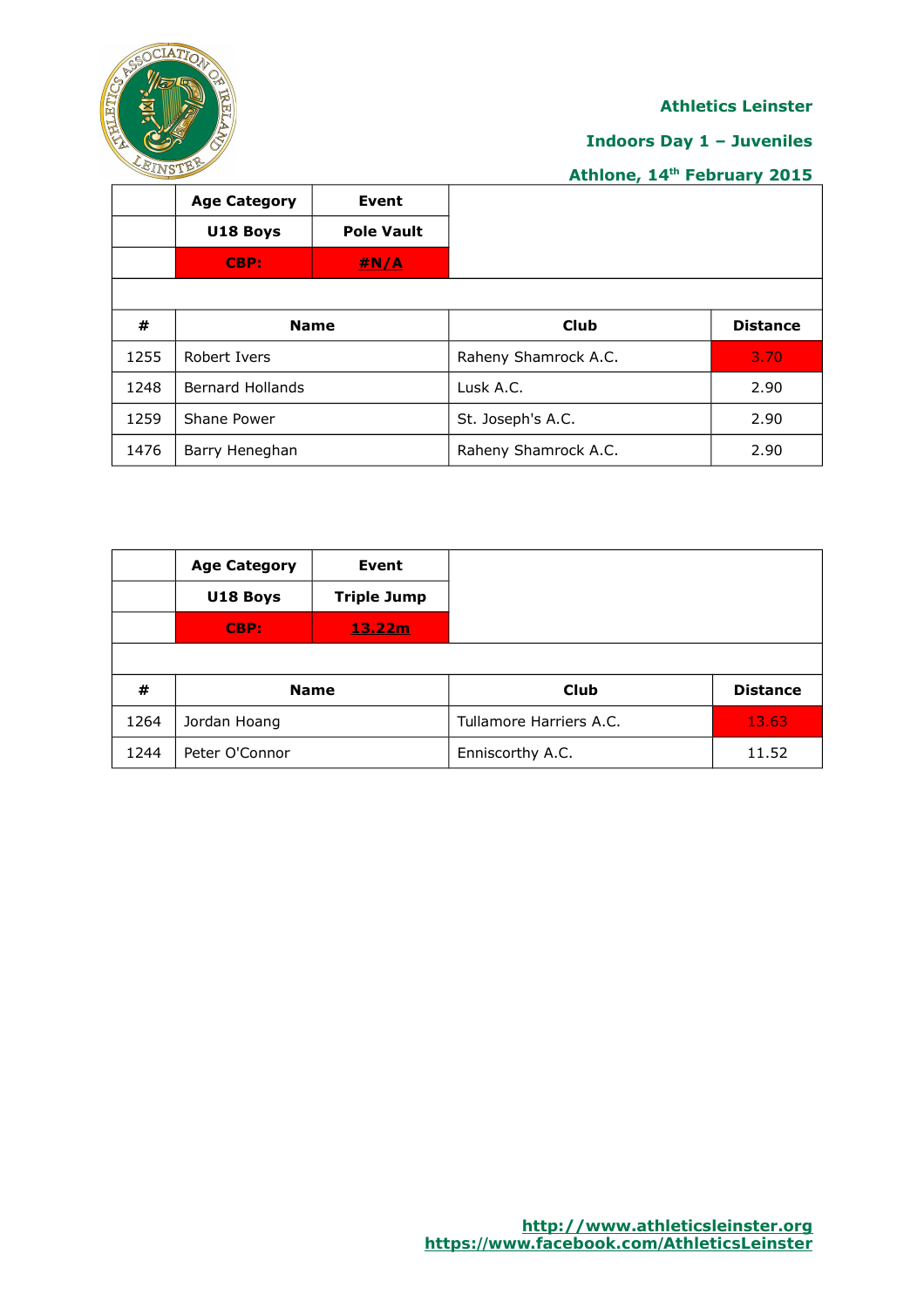**Athletics Leinster**

**Indoors Day 1 – Juveniles**

**Athlone, 14th February 2015**

| | Age Category | Event |
|---|---|---|
| | U18 Boys | Pole Vault |
| | CBP: | #N/A |

| # | Name | Club | Distance |
|---|---|---|---|
| 1255 | Robert Ivers | Raheny Shamrock A.C. | 3.70 |
| 1248 | Bernard Hollands | Lusk A.C. | 2.90 |
| 1259 | Shane Power | St. Joseph's A.C. | 2.90 |
| 1476 | Barry Heneghan | Raheny Shamrock A.C. | 2.90 |

| | Age Category | Event |
|---|---|---|
| | U18 Boys | Triple Jump |
| | CBP: | 13.22m |

| # | Name | Club | Distance |
|---|---|---|---|
| 1264 | Jordan Hoang | Tullamore Harriers A.C. | 13.63 |
| 1244 | Peter O'Connor | Enniscorthy A.C. | 11.52 |

http://www.athleticsleinster.org
https://www.facebook.com/AthleticsLeinster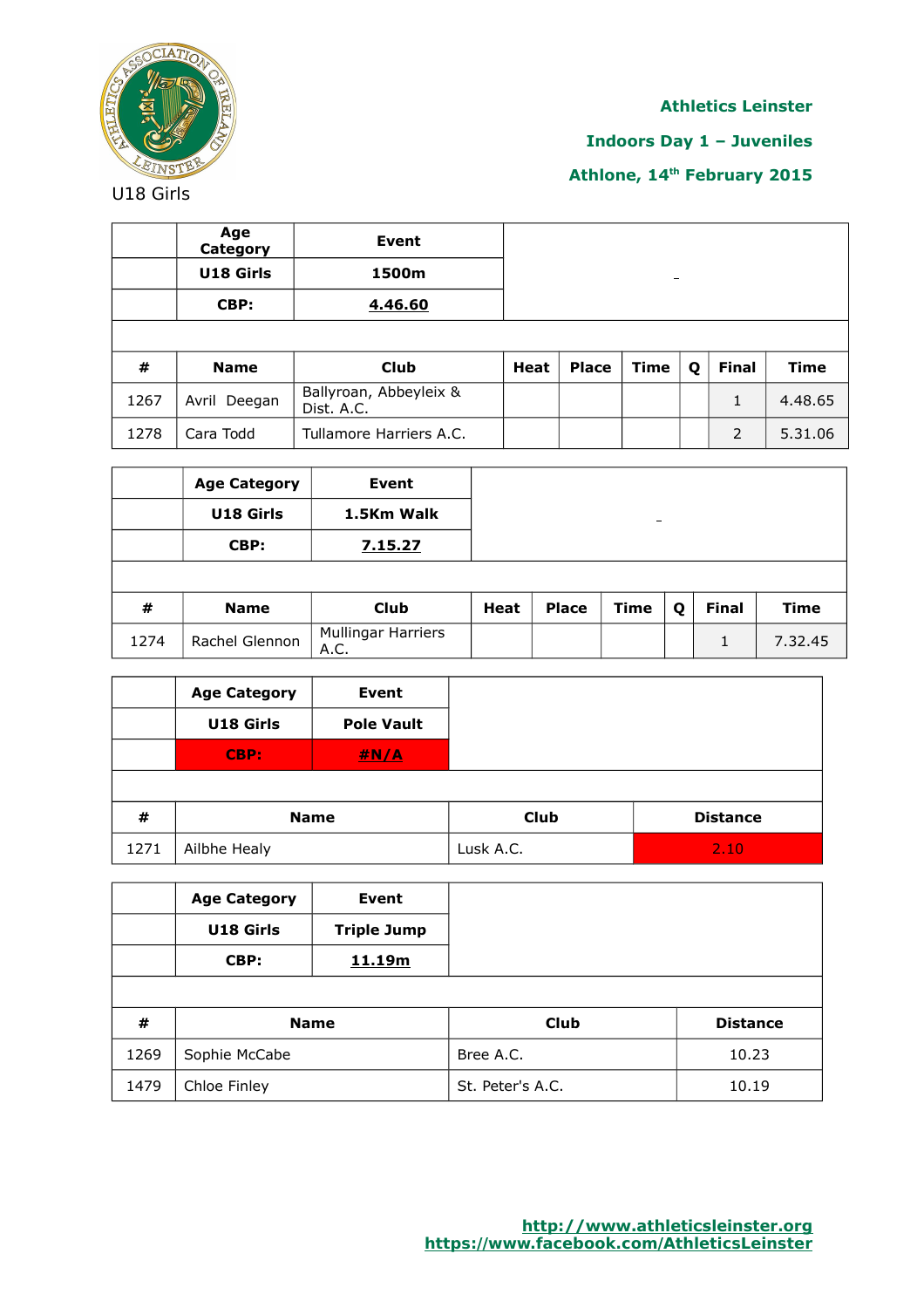**Athletics Leinster**

**Indoors Day 1 – Juveniles**

**Athlone, 14th February 2015**

U18 Girls

| | Age Category | Event | | | | | | |
|---|---|---|---|---|---|---|---|---|
| | U18 Girls | 1500m | | | | | | |
| | CBP: | 4.46.60 | | | | | | |
| # | Name | Club | Heat | Place | Time | Q | Final | Time |
| 1267 | Avril Deegan | Ballyroan, Abbeyleix & Dist. A.C. | | | | | 1 | 4.48.65 |
| 1278 | Cara Todd | Tullamore Harriers A.C. | | | | | 2 | 5.31.06 |

| | Age Category | Event | | | | | | |
|---|---|---|---|---|---|---|---|---|
| | U18 Girls | 1.5Km Walk | | | | | | |
| | CBP: | 7.15.27 | | | | | | |
| # | Name | Club | Heat | Place | Time | Q | Final | Time |
| 1274 | Rachel Glennon | Mullingar Harriers A.C. | | | | | 1 | 7.32.45 |

| | Age Category | Event | |
|---|---|---|---|
| | U18 Girls | Pole Vault | |
| | CBP: | #N/A | |
| # | Name | Club | Distance |
| 1271 | Ailbhe Healy | Lusk A.C. | 2.10 |

| | Age Category | Event | |
|---|---|---|---|
| | U18 Girls | Triple Jump | |
| | CBP: | 11.19m | |
| # | Name | Club | Distance |
| 1269 | Sophie McCabe | Bree A.C. | 10.23 |
| 1479 | Chloe Finley | St. Peter's A.C. | 10.19 |

http://www.athleticsleinster.org
https://www.facebook.com/AthleticsLeinster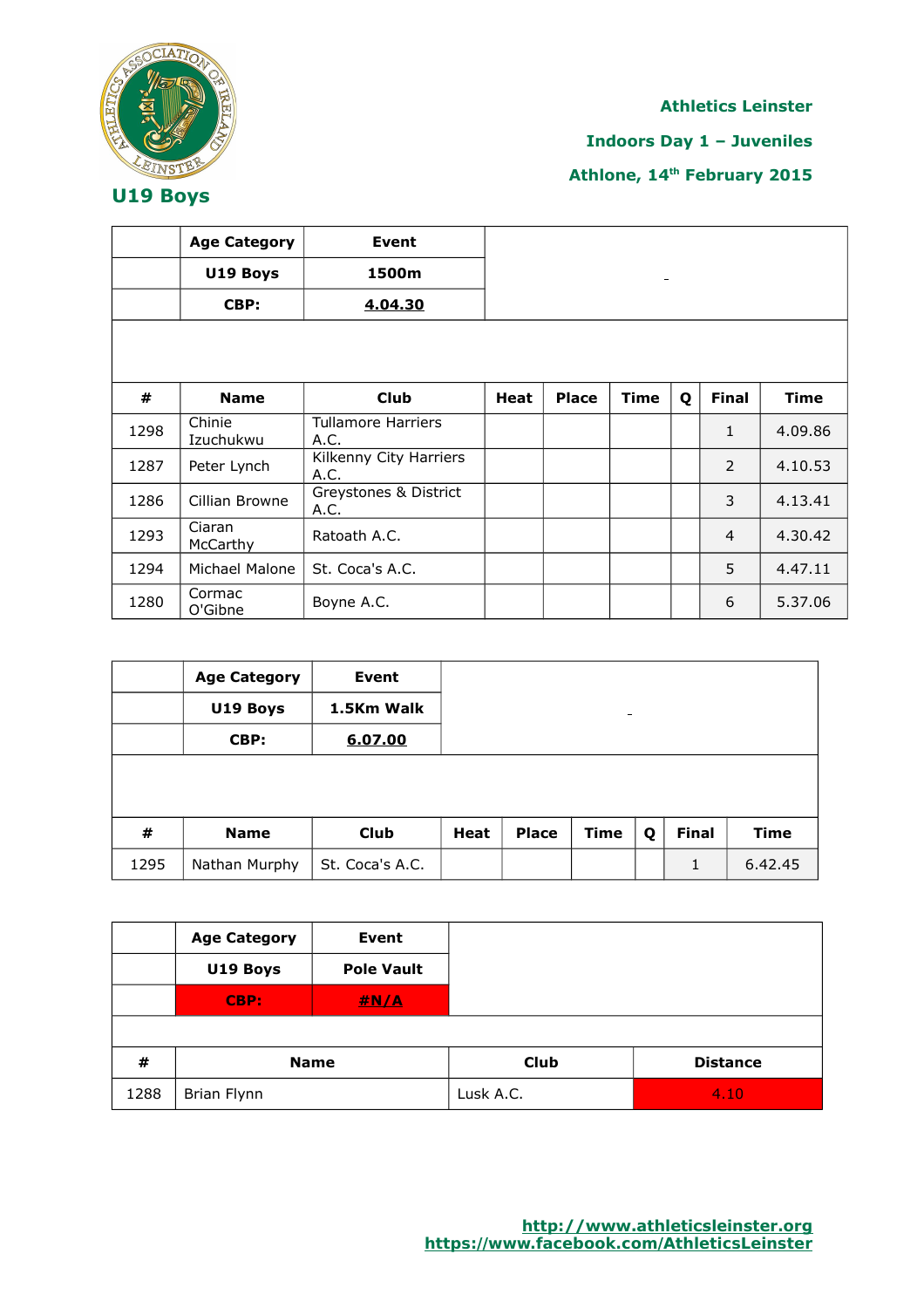## U19 Boys

**Athletics Leinster**

**Indoors Day 1 – Juveniles**

**Athlone, 14th February 2015**

| | Age Category | Event | | | | | | |
|---|---|---|---|---|---|---|---|---|
| | U19 Boys | 1500m | | | | | | |
| | CBP: | 4.04.30 | | | | | | |
| **#** | **Name** | **Club** | **Heat** | **Place** | **Time** | **Q** | **Final** | **Time** |
| 1298 | Chinie Izuchukwu | Tullamore Harriers A.C. | | | | | 1 | 4.09.86 |
| 1287 | Peter Lynch | Kilkenny City Harriers A.C. | | | | | 2 | 4.10.53 |
| 1286 | Cillian Browne | Greystones & District A.C. | | | | | 3 | 4.13.41 |
| 1293 | Ciaran McCarthy | Ratoath A.C. | | | | | 4 | 4.30.42 |
| 1294 | Michael Malone | St. Coca's A.C. | | | | | 5 | 4.47.11 |
| 1280 | Cormac O'Gibne | Boyne A.C. | | | | | 6 | 5.37.06 |

| | Age Category | Event | | | | | | |
|---|---|---|---|---|---|---|---|---|
| | U19 Boys | 1.5Km Walk | | | | | | |
| | CBP: | 6.07.00 | | | | | | |
| **#** | **Name** | **Club** | **Heat** | **Place** | **Time** | **Q** | **Final** | **Time** |
| 1295 | Nathan Murphy | St. Coca's A.C. | | | | | 1 | 6.42.45 |

| | Age Category | Event | |
|---|---|---|---|
| | U19 Boys | Pole Vault | |
| | CBP: | #N/A | |
| **#** | **Name** | **Club** | **Distance** |
| 1288 | Brian Flynn | Lusk A.C. | 4.10 |

http://www.athleticsleinster.org
https://www.facebook.com/AthleticsLeinster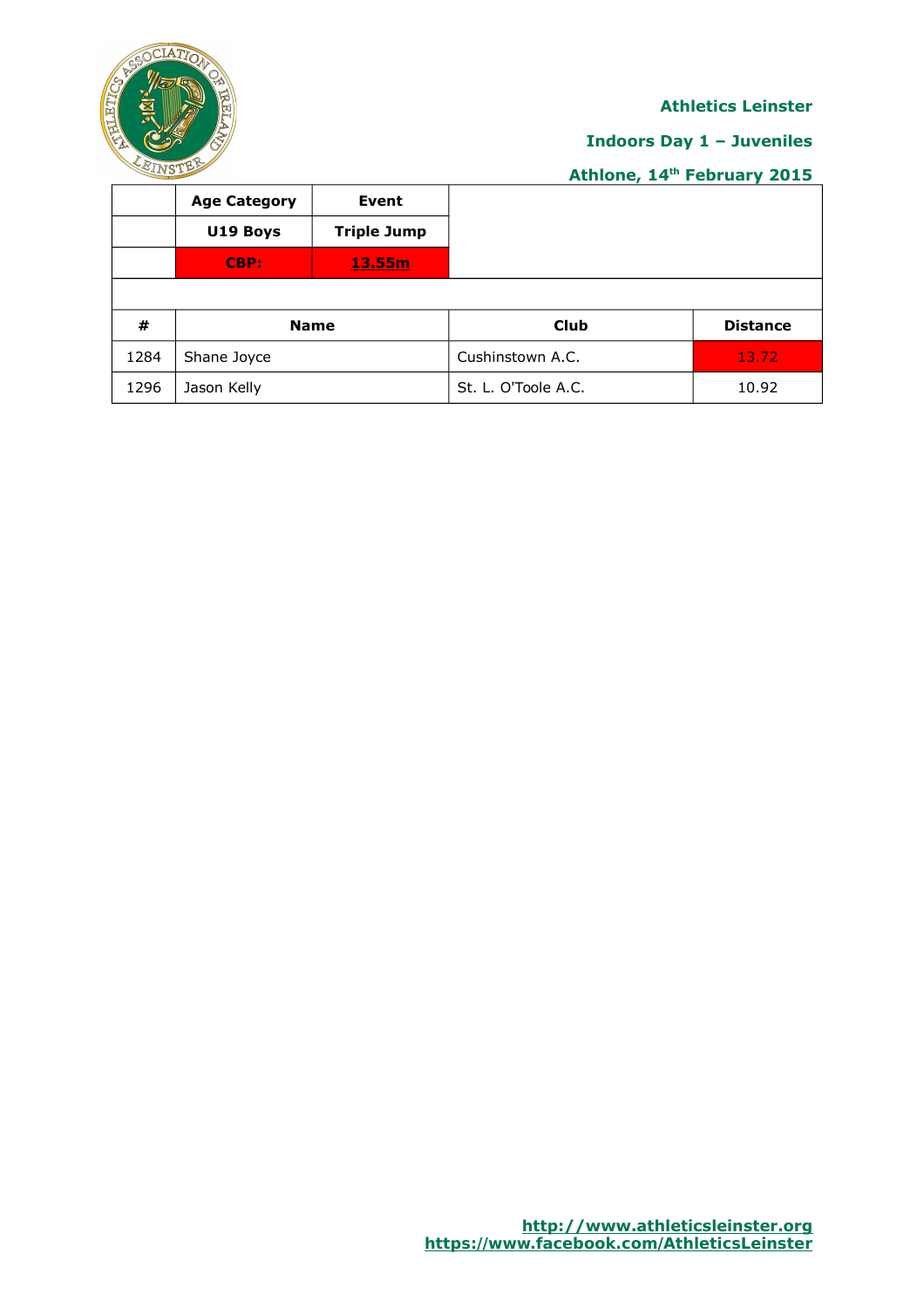**Athletics Leinster**

**Indoors Day 1 – Juveniles**

**Athlone, 14th February 2015**

| | Age Category | Event |
|---|---|---|
| | **U19 Boys** | **Triple Jump** |
| | **CBP:** | **13.55m** |

| # | Name | Club | Distance |
|---|---|---|---|
| 1284 | Shane Joyce | Cushinstown A.C. | 13.72 |
| 1296 | Jason Kelly | St. L. O'Toole A.C. | 10.92 |

**http://www.athleticsleinster.org**
**https://www.facebook.com/AthleticsLeinster**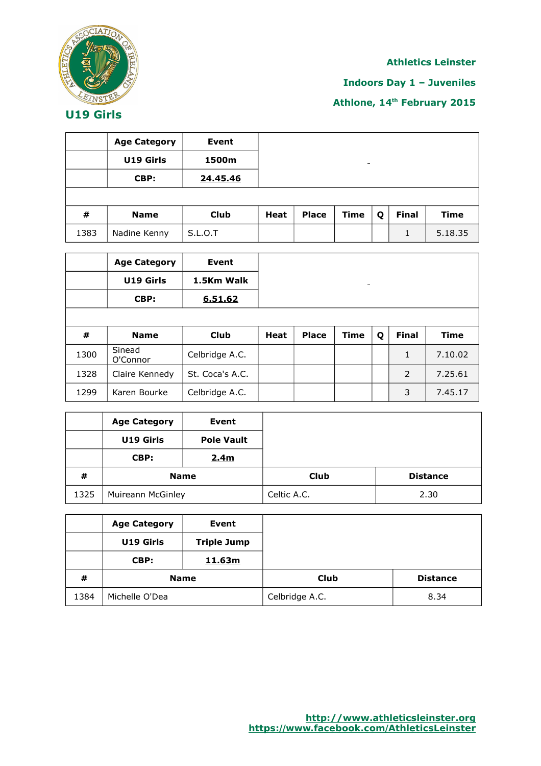Athletics Leinster

Indoors Day 1 – Juveniles

Athlone, 14th February 2015

## U19 Girls

| | Age Category | Event | | | | | | |
|---|---|---|---|---|---|---|---|---|
| | U19 Girls | 1500m | | | | | | |
| | CBP: | 24.45.46 | | | | | | |
| # | Name | Club | Heat | Place | Time | Q | Final | Time |
| 1383 | Nadine Kenny | S.L.O.T | | | | | 1 | 5.18.35 |

| | Age Category | Event | | | | | | |
|---|---|---|---|---|---|---|---|---|
| | U19 Girls | 1.5Km Walk | | | | | | |
| | CBP: | 6.51.62 | | | | | | |
| # | Name | Club | Heat | Place | Time | Q | Final | Time |
| 1300 | Sinead O'Connor | Celbridge A.C. | | | | | 1 | 7.10.02 |
| 1328 | Claire Kennedy | St. Coca's A.C. | | | | | 2 | 7.25.61 |
| 1299 | Karen Bourke | Celbridge A.C. | | | | | 3 | 7.45.17 |

| | Age Category | Event | |
|---|---|---|---|
| | U19 Girls | Pole Vault | |
| | CBP: | 2.4m | |
| # | Name | Club | Distance |
| 1325 | Muireann McGinley | Celtic A.C. | 2.30 |

| | Age Category | Event | |
|---|---|---|---|
| | U19 Girls | Triple Jump | |
| | CBP: | 11.63m | |
| # | Name | Club | Distance |
| 1384 | Michelle O'Dea | Celbridge A.C. | 8.34 |

http://www.athleticsleinster.org
https://www.facebook.com/AthleticsLeinster